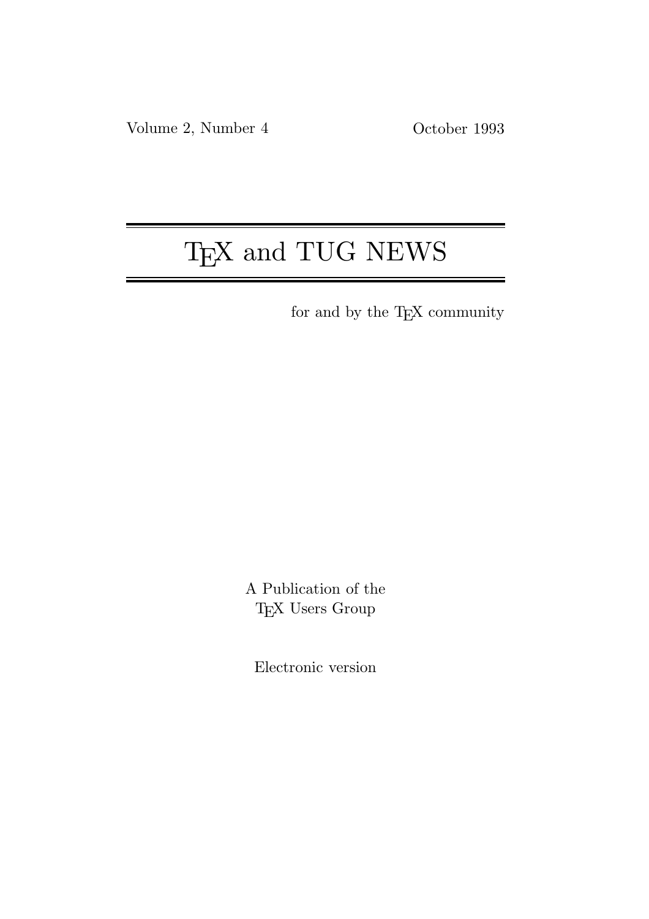Volume 2, Number 4 October 1993

# TEX and TUG NEWS

for and by the TEX community

A Publication of the
TEX Users Group

Electronic version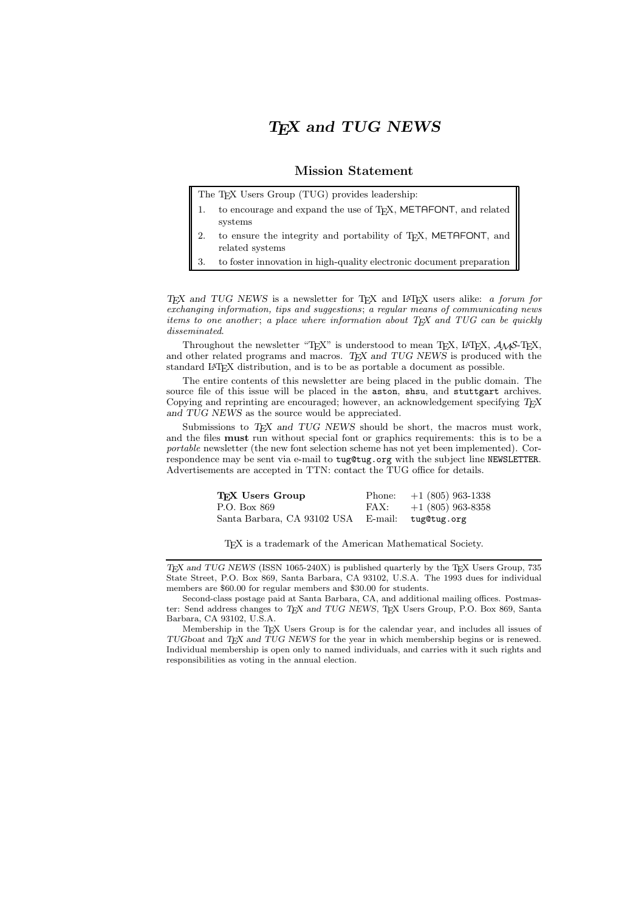# *TEX and TUG NEWS*

## Mission Statement

> The TEX Users Group (TUG) provides leadership:
>
> 1. to encourage and expand the use of TEX, METAFONT, and related systems
> 2. to ensure the integrity and portability of TEX, METAFONT, and related systems
> 3. to foster innovation in high-quality electronic document preparation

*TEX and TUG NEWS* is a newsletter for TEX and LATEX users alike: *a forum for exchanging information, tips and suggestions*; *a regular means of communicating news items to one another*; *a place where information about TEX and TUG can be quickly disseminated*.

Throughout the newsletter "TEX" is understood to mean TEX, LATEX, AMS-TEX, and other related programs and macros. *TEX and TUG NEWS* is produced with the standard LATEX distribution, and is to be as portable a document as possible.

The entire contents of this newsletter are being placed in the public domain. The source file of this issue will be placed in the `aston`, `shsu`, and `stuttgart` archives. Copying and reprinting are encouraged; however, an acknowledgement specifying *TEX and TUG NEWS* as the source would be appreciated.

Submissions to *TEX and TUG NEWS* should be short, the macros must work, and the files **must** run without special font or graphics requirements: this is to be a *portable* newsletter (the new font selection scheme has not yet been implemented). Correspondence may be sent via e-mail to `tug@tug.org` with the subject line `NEWSLETTER`. Advertisements are accepted in TTN: contact the TUG office for details.

| | | |
|---|---|---|
| **TEX Users Group** | Phone: | +1 (805) 963-1338 |
| P.O. Box 869 | FAX: | +1 (805) 963-8358 |
| Santa Barbara, CA 93102 USA | E-mail: | `tug@tug.org` |

TEX is a trademark of the American Mathematical Society.

---

*TEX and TUG NEWS* (ISSN 1065-240X) is published quarterly by the TEX Users Group, 735 State Street, P.O. Box 869, Santa Barbara, CA 93102, U.S.A. The 1993 dues for individual members are $60.00 for regular members and $30.00 for students.

Second-class postage paid at Santa Barbara, CA, and additional mailing offices. Postmaster: Send address changes to *TEX and TUG NEWS*, TEX Users Group, P.O. Box 869, Santa Barbara, CA 93102, U.S.A.

Membership in the TEX Users Group is for the calendar year, and includes all issues of *TUGboat* and *TEX and TUG NEWS* for the year in which membership begins or is renewed. Individual membership is open only to named individuals, and carries with it such rights and responsibilities as voting in the annual election.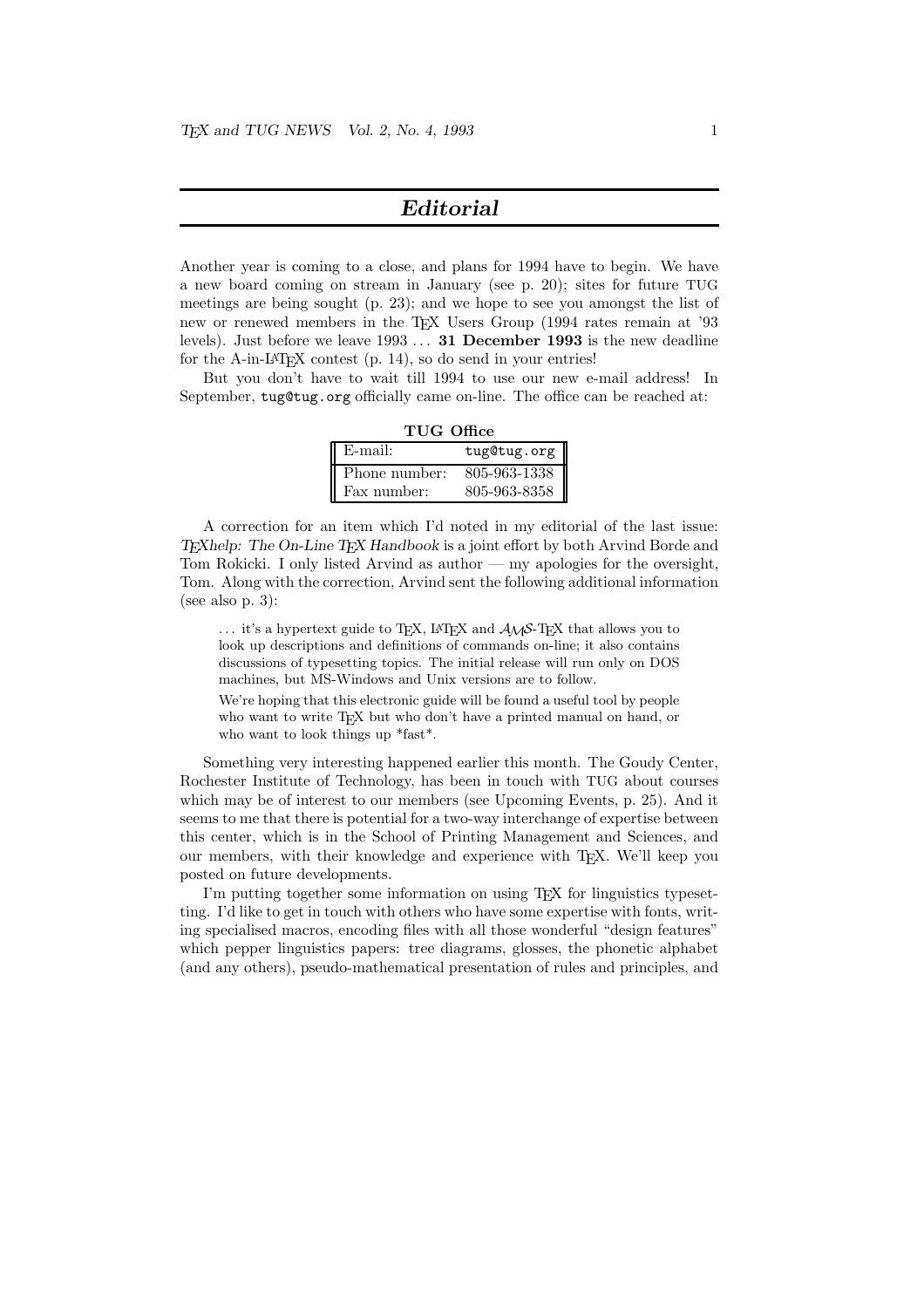# *Editorial*

Another year is coming to a close, and plans for 1994 have to begin. We have a new board coming on stream in January (see p. 20); sites for future TUG meetings are being sought (p. 23); and we hope to see you amongst the list of new or renewed members in the TeX Users Group (1994 rates remain at '93 levels). Just before we leave 1993 ... **31 December 1993** is the new deadline for the A-in-LaTeX contest (p. 14), so do send in your entries!

But you don't have to wait till 1994 to use our new e-mail address! In September, `tug@tug.org` officially came on-line. The office can be reached at:

**TUG Office**

| | |
|---|---|
| E-mail: | `tug@tug.org` |
| Phone number: | 805-963-1338 |
| Fax number: | 805-963-8358 |

A correction for an item which I'd noted in my editorial of the last issue: *TeXhelp: The On-Line TeX Handbook* is a joint effort by both Arvind Borde and Tom Rokicki. I only listed Arvind as author — my apologies for the oversight, Tom. Along with the correction, Arvind sent the following additional information (see also p. 3):

> ... it's a hypertext guide to TeX, LaTeX and AMS-TeX that allows you to look up descriptions and definitions of commands on-line; it also contains discussions of typesetting topics. The initial release will run only on DOS machines, but MS-Windows and Unix versions are to follow.
>
> We're hoping that this electronic guide will be found a useful tool by people who want to write TeX but who don't have a printed manual on hand, or who want to look things up *fast*.

Something very interesting happened earlier this month. The Goudy Center, Rochester Institute of Technology, has been in touch with TUG about courses which may be of interest to our members (see Upcoming Events, p. 25). And it seems to me that there is potential for a two-way interchange of expertise between this center, which is in the School of Printing Management and Sciences, and our members, with their knowledge and experience with TeX. We'll keep you posted on future developments.

I'm putting together some information on using TeX for linguistics typesetting. I'd like to get in touch with others who have some expertise with fonts, writing specialised macros, encoding files with all those wonderful "design features" which pepper linguistics papers: tree diagrams, glosses, the phonetic alphabet (and any others), pseudo-mathematical presentation of rules and principles, and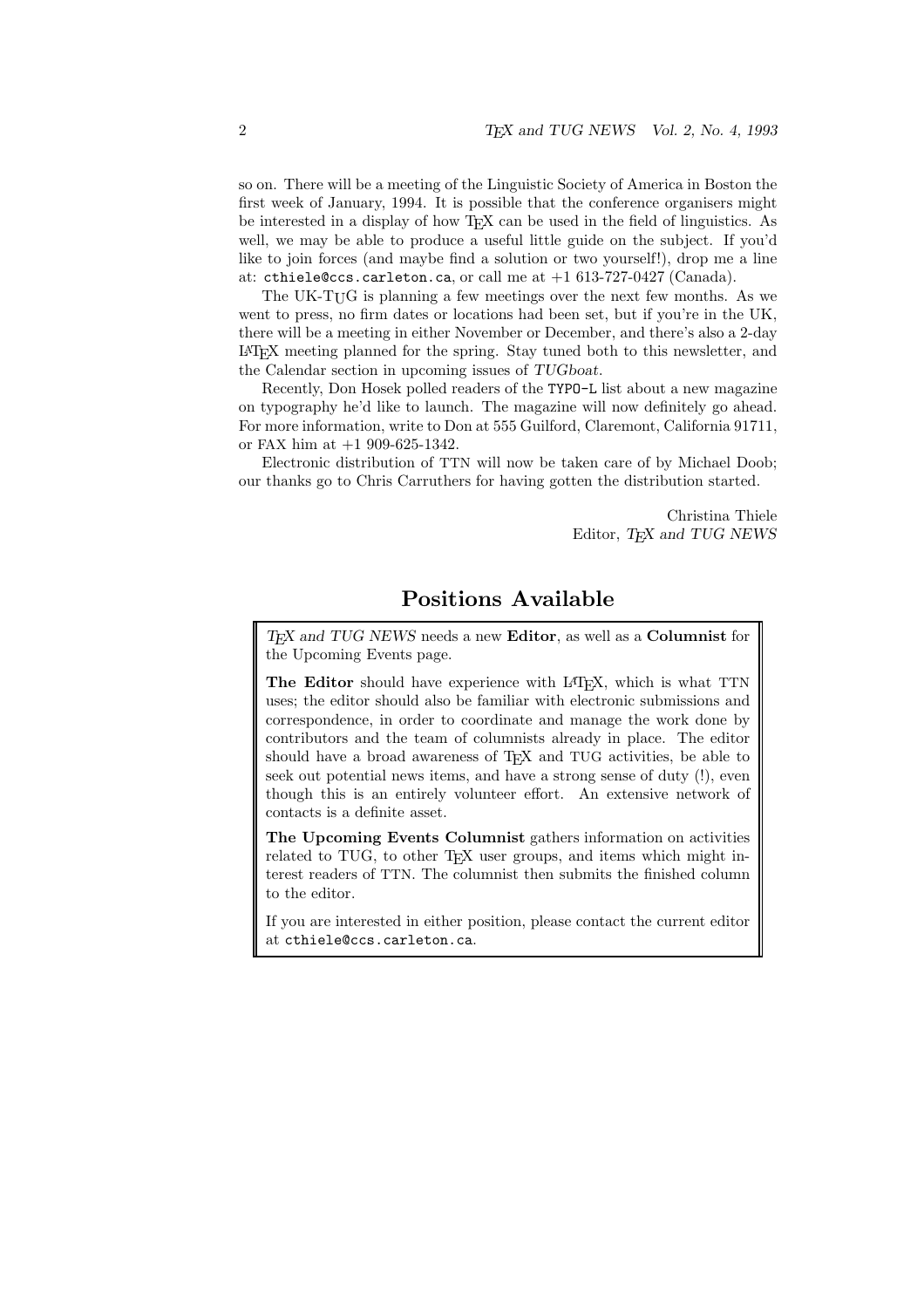so on. There will be a meeting of the Linguistic Society of America in Boston the first week of January, 1994. It is possible that the conference organisers might be interested in a display of how TEX can be used in the field of linguistics. As well, we may be able to produce a useful little guide on the subject. If you'd like to join forces (and maybe find a solution or two yourself!), drop me a line at: `cthiele@ccs.carleton.ca`, or call me at +1 613-727-0427 (Canada).

The UK-TUG is planning a few meetings over the next few months. As we went to press, no firm dates or locations had been set, but if you're in the UK, there will be a meeting in either November or December, and there's also a 2-day LATEX meeting planned for the spring. Stay tuned both to this newsletter, and the Calendar section in upcoming issues of *TUGboat*.

Recently, Don Hosek polled readers of the `TYPO-L` list about a new magazine on typography he'd like to launch. The magazine will now definitely go ahead. For more information, write to Don at 555 Guilford, Claremont, California 91711, or FAX him at +1 909-625-1342.

Electronic distribution of TTN will now be taken care of by Michael Doob; our thanks go to Chris Carruthers for having gotten the distribution started.

Christina Thiele
Editor, *TEX and TUG NEWS*

## Positions Available

*TEX and TUG NEWS* needs a new **Editor**, as well as a **Columnist** for the Upcoming Events page.

**The Editor** should have experience with LATEX, which is what TTN uses; the editor should also be familiar with electronic submissions and correspondence, in order to coordinate and manage the work done by contributors and the team of columnists already in place. The editor should have a broad awareness of TEX and TUG activities, be able to seek out potential news items, and have a strong sense of duty (!), even though this is an entirely volunteer effort. An extensive network of contacts is a definite asset.

**The Upcoming Events Columnist** gathers information on activities related to TUG, to other TEX user groups, and items which might interest readers of TTN. The columnist then submits the finished column to the editor.

If you are interested in either position, please contact the current editor at `cthiele@ccs.carleton.ca`.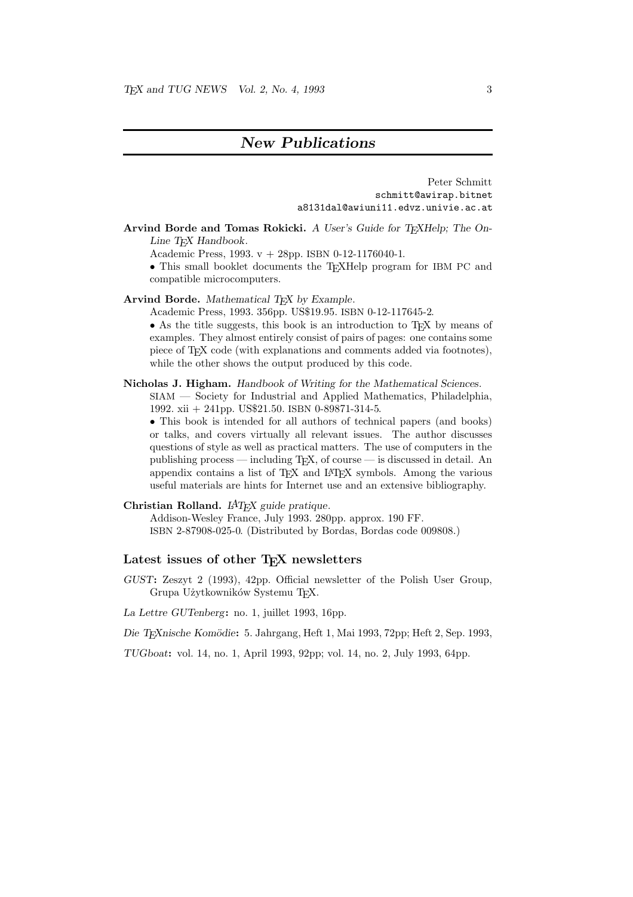# *New Publications*

Peter Schmitt
`schmitt@awirap.bitnet`
`a8131dal@awiuni11.edvz.univie.ac.at`

**Arvind Borde and Tomas Rokicki.** *A User's Guide for TEXHelp; The On-Line TEX Handbook.*

Academic Press, 1993. v + 28pp. ISBN 0-12-1176040-1.

- This small booklet documents the TEXHelp program for IBM PC and compatible microcomputers.

**Arvind Borde.** *Mathematical TEX by Example.*

Academic Press, 1993. 356pp. US$19.95. ISBN 0-12-117645-2.

- As the title suggests, this book is an introduction to TEX by means of examples. They almost entirely consist of pairs of pages: one contains some piece of TEX code (with explanations and comments added via footnotes), while the other shows the output produced by this code.

**Nicholas J. Higham.** *Handbook of Writing for the Mathematical Sciences.*

SIAM — Society for Industrial and Applied Mathematics, Philadelphia, 1992. xii + 241pp. US$21.50. ISBN 0-89871-314-5.

- This book is intended for all authors of technical papers (and books) or talks, and covers virtually all relevant issues. The author discusses questions of style as well as practical matters. The use of computers in the publishing process — including TEX, of course — is discussed in detail. An appendix contains a list of TEX and LATEX symbols. Among the various useful materials are hints for Internet use and an extensive bibliography.

**Christian Rolland.** *LATEX guide pratique.*

Addison-Wesley France, July 1993. 280pp. approx. 190 FF.
ISBN 2-87908-025-0. (Distributed by Bordas, Bordas code 009808.)

## Latest issues of other TEX newsletters

*GUST*: Zeszyt 2 (1993), 42pp. Official newsletter of the Polish User Group, Grupa Użytkowników Systemu TEX.

*La Lettre GUTenberg*: no. 1, juillet 1993, 16pp.

*Die TEXnische Komödie*: 5. Jahrgang, Heft 1, Mai 1993, 72pp; Heft 2, Sep. 1993,

*TUGboat*: vol. 14, no. 1, April 1993, 92pp; vol. 14, no. 2, July 1993, 64pp.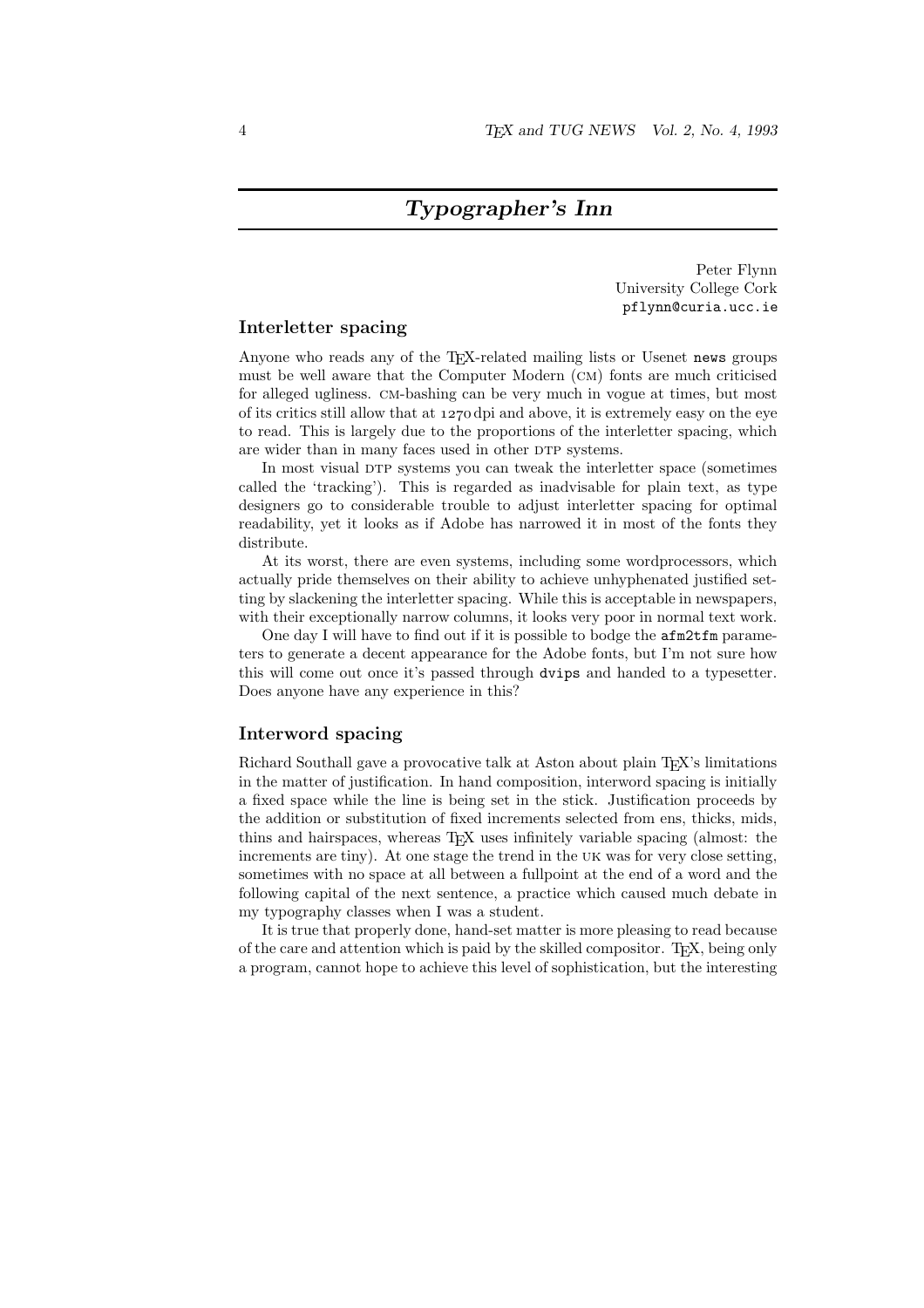# *Typographer's Inn*

Peter Flynn
University College Cork
`pflynn@curia.ucc.ie`

## Interletter spacing

Anyone who reads any of the TEX-related mailing lists or Usenet `news` groups must be well aware that the Computer Modern (CM) fonts are much criticised for alleged ugliness. CM-bashing can be very much in vogue at times, but most of its critics still allow that at 1270 dpi and above, it is extremely easy on the eye to read. This is largely due to the proportions of the interletter spacing, which are wider than in many faces used in other DTP systems.

In most visual DTP systems you can tweak the interletter space (sometimes called the 'tracking'). This is regarded as inadvisable for plain text, as type designers go to considerable trouble to adjust interletter spacing for optimal readability, yet it looks as if Adobe has narrowed it in most of the fonts they distribute.

At its worst, there are even systems, including some wordprocessors, which actually pride themselves on their ability to achieve unhyphenated justified setting by slackening the interletter spacing. While this is acceptable in newspapers, with their exceptionally narrow columns, it looks very poor in normal text work.

One day I will have to find out if it is possible to bodge the `afm2tfm` parameters to generate a decent appearance for the Adobe fonts, but I'm not sure how this will come out once it's passed through `dvips` and handed to a typesetter. Does anyone have any experience in this?

## Interword spacing

Richard Southall gave a provocative talk at Aston about plain TEX's limitations in the matter of justification. In hand composition, interword spacing is initially a fixed space while the line is being set in the stick. Justification proceeds by the addition or substitution of fixed increments selected from ens, thicks, mids, thins and hairspaces, whereas TEX uses infinitely variable spacing (almost: the increments are tiny). At one stage the trend in the UK was for very close setting, sometimes with no space at all between a fullpoint at the end of a word and the following capital of the next sentence, a practice which caused much debate in my typography classes when I was a student.

It is true that properly done, hand-set matter is more pleasing to read because of the care and attention which is paid by the skilled compositor. TEX, being only a program, cannot hope to achieve this level of sophistication, but the interesting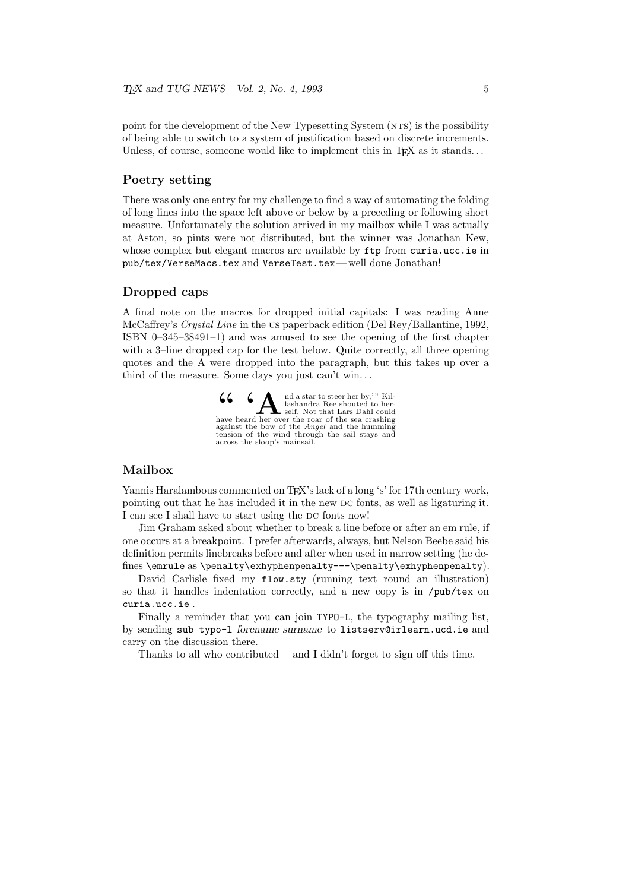point for the development of the New Typesetting System (NTS) is the possibility of being able to switch to a system of justification based on discrete increments. Unless, of course, someone would like to implement this in TeX as it stands...

## Poetry setting

There was only one entry for my challenge to find a way of automating the folding of long lines into the space left above or below by a preceding or following short measure. Unfortunately the solution arrived in my mailbox while I was actually at Aston, so pints were not distributed, but the winner was Jonathan Kew, whose complex but elegant macros are available by `ftp` from `curia.ucc.ie` in `pub/tex/VerseMacs.tex` and `VerseTest.tex` — well done Jonathan!

## Dropped caps

A final note on the macros for dropped initial capitals: I was reading Anne McCaffrey's *Crystal Line* in the US paperback edition (Del Rey/Ballantine, 1992, ISBN 0–345–38491–1) and was amused to see the opening of the first chapter with a 3–line dropped cap for the test below. Quite correctly, all three opening quotes and the A were dropped into the paragraph, but this takes up over a third of the measure. Some days you just can't win...

> "'And a star to steer her by,'" Killashandra Ree shouted to herself. Not that Lars Dahl could have heard her over the roar of the sea crashing against the bow of the *Angel* and the humming tension of the wind through the sail stays and across the sloop's mainsail.

## Mailbox

Yannis Haralambous commented on TeX's lack of a long 's' for 17th century work, pointing out that he has included it in the new DC fonts, as well as ligaturing it. I can see I shall have to start using the DC fonts now!

Jim Graham asked about whether to break a line before or after an em rule, if one occurs at a breakpoint. I prefer afterwards, always, but Nelson Beebe said his definition permits linebreaks before and after when used in narrow setting (he defines `\emrule` as `\penalty\exhyphenpenalty---\penalty\exhyphenpenalty`).

David Carlisle fixed my `flow.sty` (running text round an illustration) so that it handles indentation correctly, and a new copy is in `/pub/tex` on `curia.ucc.ie` .

Finally a reminder that you can join `TYPO-L`, the typography mailing list, by sending `sub typo-l` *forename surname* to `listserv@irlearn.ucd.ie` and carry on the discussion there.

Thanks to all who contributed — and I didn't forget to sign off this time.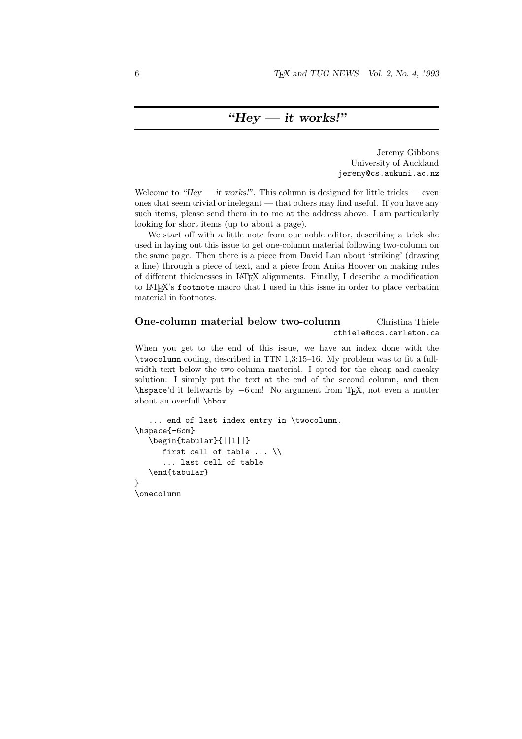# *"Hey — it works!"*

Jeremy Gibbons
University of Auckland
`jeremy@cs.aukuni.ac.nz`

Welcome to *"Hey — it works!"*. This column is designed for little tricks — even ones that seem trivial or inelegant — that others may find useful. If you have any such items, please send them in to me at the address above. I am particularly looking for short items (up to about a page).

We start off with a little note from our noble editor, describing a trick she used in laying out this issue to get one-column material following two-column on the same page. Then there is a piece from David Lau about 'striking' (drawing a line) through a piece of text, and a piece from Anita Hoover on making rules of different thicknesses in LaTeX alignments. Finally, I describe a modification to LaTeX's `footnote` macro that I used in this issue in order to place verbatim material in footnotes.

## One-column material below two-column

Christina Thiele
`cthiele@ccs.carleton.ca`

When you get to the end of this issue, we have an index done with the `\twocolumn` coding, described in TTN 1,3:15–16. My problem was to fit a full-width text below the two-column material. I opted for the cheap and sneaky solution: I simply put the text at the end of the second column, and then `\hspace`'d it leftwards by $-6$ cm! No argument from TeX, not even a mutter about an overfull `\hbox`.

```
   ... end of last index entry in \twocolumn.
\hspace{-6cm}
   \begin{tabular}{||l||}
      first cell of table ... \\
      ... last cell of table
   \end{tabular}
}
\onecolumn
```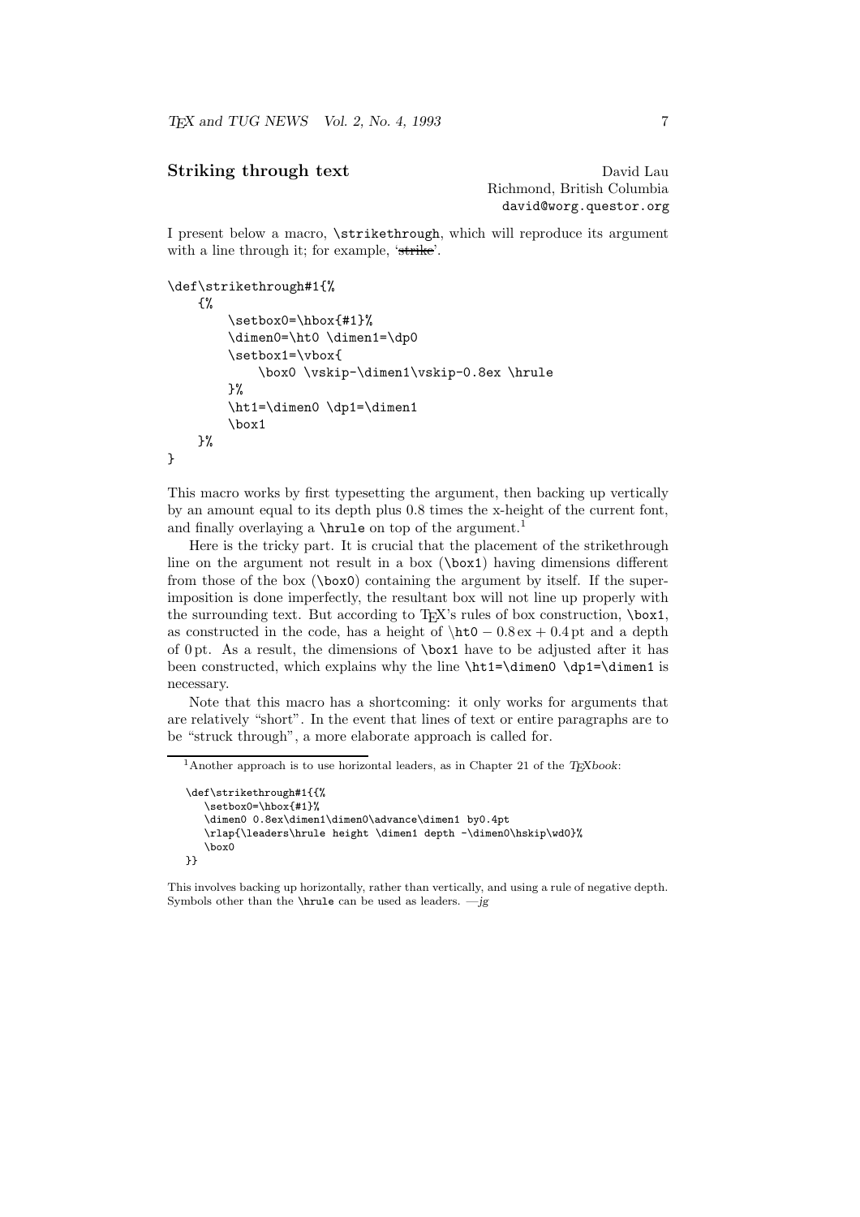## Striking through text

David Lau
Richmond, British Columbia
david@worg.questor.org

I present below a macro, `\strikethrough`, which will reproduce its argument with a line through it; for example, '~~strike~~'.

```
\def\strikethrough#1{%
    {%
        \setbox0=\hbox{#1}%
        \dimen0=\ht0 \dimen1=\dp0
        \setbox1=\vbox{
            \box0 \vskip-\dimen1\vskip-0.8ex \hrule
        }%
        \ht1=\dimen0 \dp1=\dimen1
        \box1
    }%
}
```

This macro works by first typesetting the argument, then backing up vertically by an amount equal to its depth plus 0.8 times the x-height of the current font, and finally overlaying a `\hrule` on top of the argument.[1]

Here is the tricky part. It is crucial that the placement of the strikethrough line on the argument not result in a box (`\box1`) having dimensions different from those of the box (`\box0`) containing the argument by itself. If the superimposition is done imperfectly, the resultant box will not line up properly with the surrounding text. But according to TEX's rules of box construction, `\box1`, as constructed in the code, has a height of $\texttt{\textbackslash ht0} - 0.8\,\text{ex} + 0.4\,\text{pt}$ and a depth of 0 pt. As a result, the dimensions of `\box1` have to be adjusted after it has been constructed, which explains why the line `\ht1=\dimen0 \dp1=\dimen1` is necessary.

Note that this macro has a shortcoming: it only works for arguments that are relatively "short". In the event that lines of text or entire paragraphs are to be "struck through", a more elaborate approach is called for.

---

[1] Another approach is to use horizontal leaders, as in Chapter 21 of the *TEXbook*:

```
\def\strikethrough#1{{%
   \setbox0=\hbox{#1}%
   \dimen0 0.8ex\dimen1\dimen0\advance\dimen1 by0.4pt
   \rlap{\leaders\hrule height \dimen1 depth -\dimen0\hskip\wd0}%
   \box0
}}
```

This involves backing up horizontally, rather than vertically, and using a rule of negative depth. Symbols other than the `\hrule` can be used as leaders. —*jg*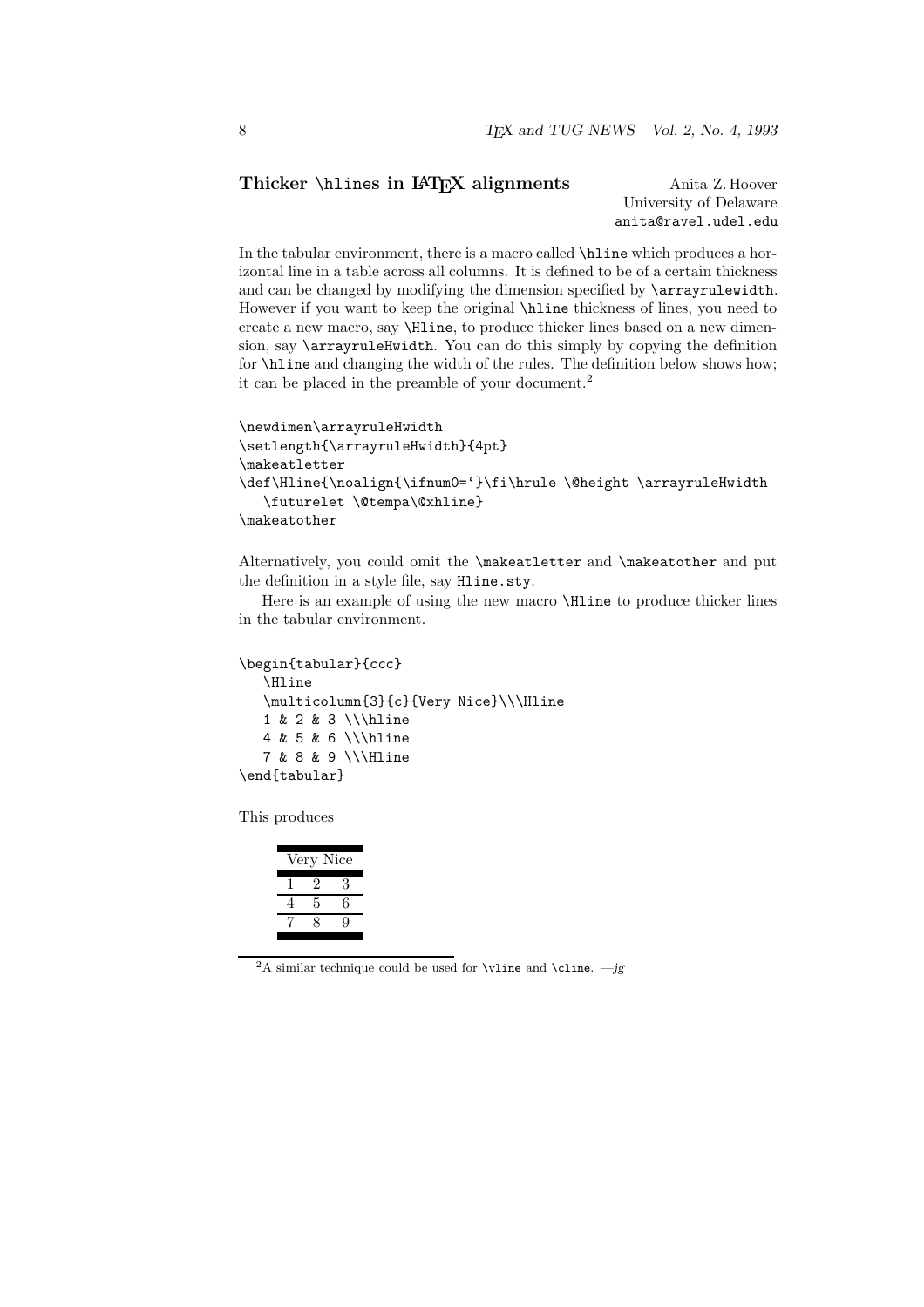## Thicker `\hline`s in LaTeX alignments

Anita Z. Hoover
University of Delaware
`anita@ravel.udel.edu`

In the tabular environment, there is a macro called `\hline` which produces a horizontal line in a table across all columns. It is defined to be of a certain thickness and can be changed by modifying the dimension specified by `\arrayrulewidth`. However if you want to keep the original `\hline` thickness of lines, you need to create a new macro, say `\Hline`, to produce thicker lines based on a new dimension, say `\arrayruleHwidth`. You can do this simply by copying the definition for `\hline` and changing the width of the rules. The definition below shows how; it can be placed in the preamble of your document.[2]

```
\newdimen\arrayruleHwidth
\setlength{\arrayruleHwidth}{4pt}
\makeatletter
\def\Hline{\noalign{\ifnum0=`}\fi\hrule \@height \arrayruleHwidth
   \futurelet \@tempa\@xhline}
\makeatother
```

Alternatively, you could omit the `\makeatletter` and `\makeatother` and put the definition in a style file, say `Hline.sty`.

Here is an example of using the new macro `\Hline` to produce thicker lines in the tabular environment.

```
\begin{tabular}{ccc}
   \Hline
   \multicolumn{3}{c}{Very Nice}\\\Hline
   1 & 2 & 3 \\\hline
   4 & 5 & 6 \\\hline
   7 & 8 & 9 \\\Hline
\end{tabular}
```

This produces

| Very Nice | | |
|---|---|---|
| 1 | 2 | 3 |
| 4 | 5 | 6 |
| 7 | 8 | 9 |

[2] A similar technique could be used for `\vline` and `\cline`. —*jg*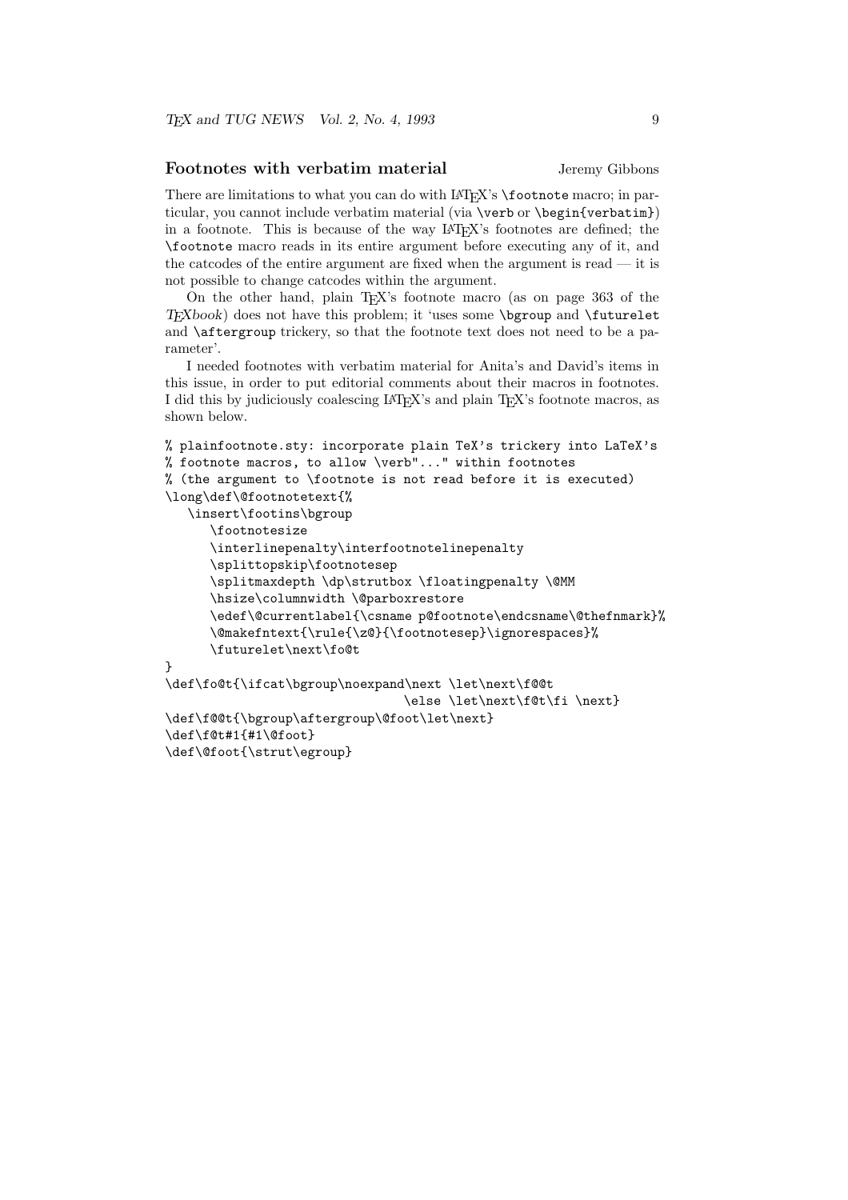## Footnotes with verbatim material

Jeremy Gibbons

There are limitations to what you can do with LaTeX's `\footnote` macro; in particular, you cannot include verbatim material (via `\verb` or `\begin{verbatim}`) in a footnote. This is because of the way LaTeX's footnotes are defined; the `\footnote` macro reads in its entire argument before executing any of it, and the catcodes of the entire argument are fixed when the argument is read — it is not possible to change catcodes within the argument.

On the other hand, plain TeX's footnote macro (as on page 363 of the *TeXbook*) does not have this problem; it 'uses some `\bgroup` and `\futurelet` and `\aftergroup` trickery, so that the footnote text does not need to be a parameter'.

I needed footnotes with verbatim material for Anita's and David's items in this issue, in order to put editorial comments about their macros in footnotes. I did this by judiciously coalescing LaTeX's and plain TeX's footnote macros, as shown below.

```
% plainfootnote.sty: incorporate plain TeX's trickery into LaTeX's
% footnote macros, to allow \verb"..." within footnotes
% (the argument to \footnote is not read before it is executed)
\long\def\@footnotetext{%
   \insert\footins\bgroup
      \footnotesize
      \interlinepenalty\interfootnotelinepenalty
      \splittopskip\footnotesep
      \splitmaxdepth \dp\strutbox \floatingpenalty \@MM
      \hsize\columnwidth \@parboxrestore
      \edef\@currentlabel{\csname p@footnote\endcsname\@thefnmark}%
      \@makefntext{\rule{\z@}{\footnotesep}\ignorespaces}%
      \futurelet\next\fo@t
}
\def\fo@t{\ifcat\bgroup\noexpand\next \let\next\f@@t
                                \else \let\next\f@t\fi \next}
\def\f@@t{\bgroup\aftergroup\@foot\let\next}
\def\f@t#1{#1\@foot}
\def\@foot{\strut\egroup}
```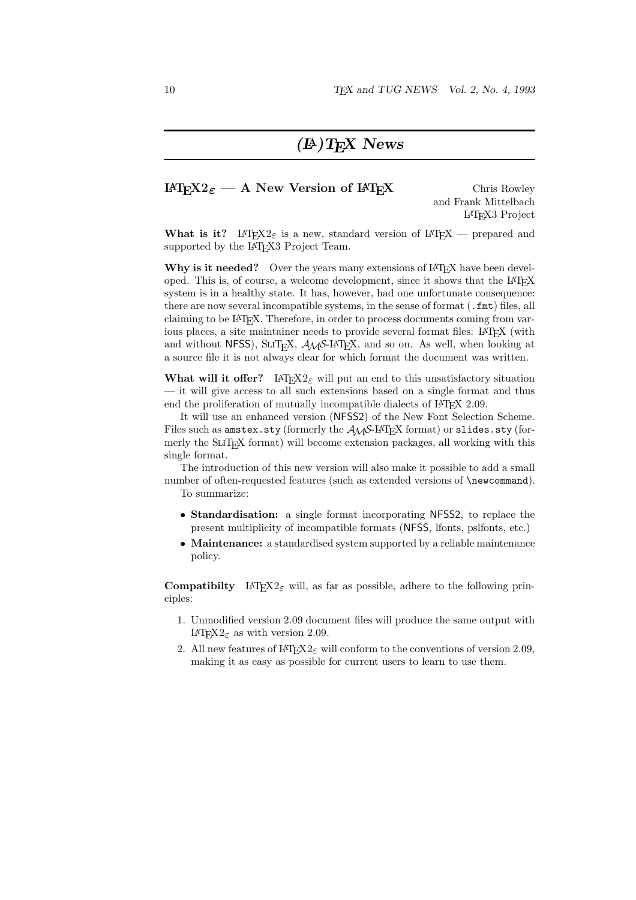# (LA)TEX News

## LaTeX2$_\varepsilon$ — A New Version of LaTeX

Chris Rowley
and Frank Mittelbach
LaTeX3 Project

**What is it?** LaTeX2$_\varepsilon$ is a new, standard version of LaTeX — prepared and supported by the LaTeX3 Project Team.

**Why is it needed?** Over the years many extensions of LaTeX have been developed. This is, of course, a welcome development, since it shows that the LaTeX system is in a healthy state. It has, however, had one unfortunate consequence: there are now several incompatible systems, in the sense of format (`.fmt`) files, all claiming to be LaTeX. Therefore, in order to process documents coming from various places, a site maintainer needs to provide several format files: LaTeX (with and without NFSS), SliTeX, AMS-LaTeX, and so on. As well, when looking at a source file it is not always clear for which format the document was written.

**What will it offer?** LaTeX2$_\varepsilon$ will put an end to this unsatisfactory situation — it will give access to all such extensions based on a single format and thus end the proliferation of mutually incompatible dialects of LaTeX 2.09.

It will use an enhanced version (NFSS2) of the New Font Selection Scheme. Files such as `amstex.sty` (formerly the AMS-LaTeX format) or `slides.sty` (formerly the SliTeX format) will become extension packages, all working with this single format.

The introduction of this new version will also make it possible to add a small number of often-requested features (such as extended versions of `\newcommand`).

To summarize:

- **Standardisation:** a single format incorporating NFSS2, to replace the present multiplicity of incompatible formats (NFSS, lfonts, pslfonts, etc.)
- **Maintenance:** a standardised system supported by a reliable maintenance policy.

**Compatibilty** LaTeX2$_\varepsilon$ will, as far as possible, adhere to the following principles:

1. Unmodified version 2.09 document files will produce the same output with LaTeX2$_\varepsilon$ as with version 2.09.
2. All new features of LaTeX2$_\varepsilon$ will conform to the conventions of version 2.09, making it as easy as possible for current users to learn to use them.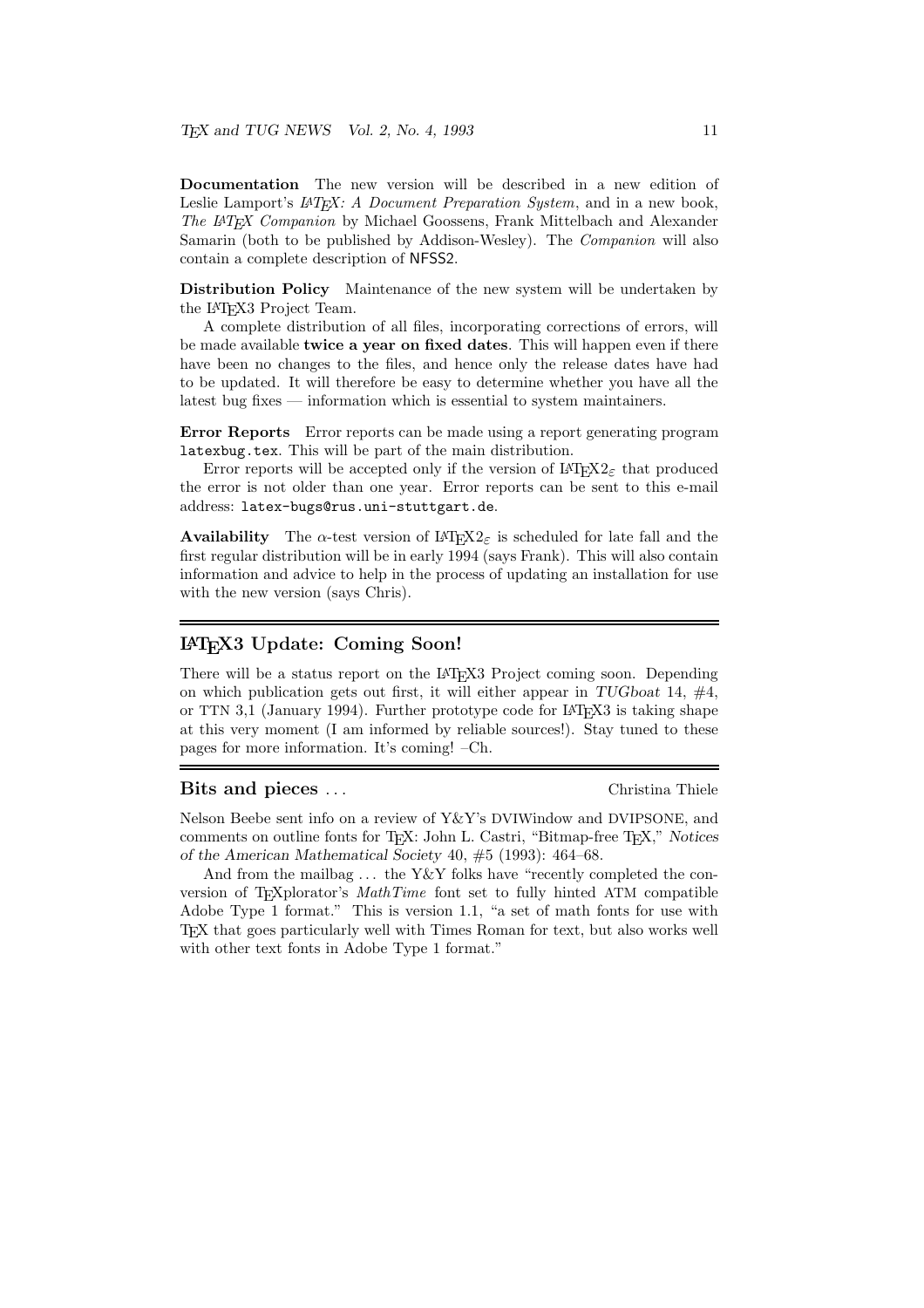**Documentation** The new version will be described in a new edition of Leslie Lamport's *LaTeX: A Document Preparation System*, and in a new book, *The LaTeX Companion* by Michael Goossens, Frank Mittelbach and Alexander Samarin (both to be published by Addison-Wesley). The *Companion* will also contain a complete description of NFSS2.

**Distribution Policy** Maintenance of the new system will be undertaken by the LaTeX3 Project Team.

A complete distribution of all files, incorporating corrections of errors, will be made available **twice a year on fixed dates**. This will happen even if there have been no changes to the files, and hence only the release dates have had to be updated. It will therefore be easy to determine whether you have all the latest bug fixes — information which is essential to system maintainers.

**Error Reports** Error reports can be made using a report generating program `latexbug.tex`. This will be part of the main distribution.

Error reports will be accepted only if the version of LaTeX2$_\varepsilon$ that produced the error is not older than one year. Error reports can be sent to this e-mail address: `latex-bugs@rus.uni-stuttgart.de`.

**Availability** The $\alpha$-test version of LaTeX2$_\varepsilon$ is scheduled for late fall and the first regular distribution will be in early 1994 (says Frank). This will also contain information and advice to help in the process of updating an installation for use with the new version (says Chris).

## LaTeX3 Update: Coming Soon!

There will be a status report on the LaTeX3 Project coming soon. Depending on which publication gets out first, it will either appear in *TUGboat* 14, #4, or TTN 3,1 (January 1994). Further prototype code for LaTeX3 is taking shape at this very moment (I am informed by reliable sources!). Stay tuned to these pages for more information. It's coming! –Ch.

## Bits and pieces …

Christina Thiele

Nelson Beebe sent info on a review of Y&Y's DVIWindow and DVIPSONE, and comments on outline fonts for TeX: John L. Castri, "Bitmap-free TeX," *Notices of the American Mathematical Society* 40, #5 (1993): 464–68.

And from the mailbag … the Y&Y folks have "recently completed the conversion of TeXplorator's *MathTime* font set to fully hinted ATM compatible Adobe Type 1 format." This is version 1.1, "a set of math fonts for use with TeX that goes particularly well with Times Roman for text, but also works well with other text fonts in Adobe Type 1 format."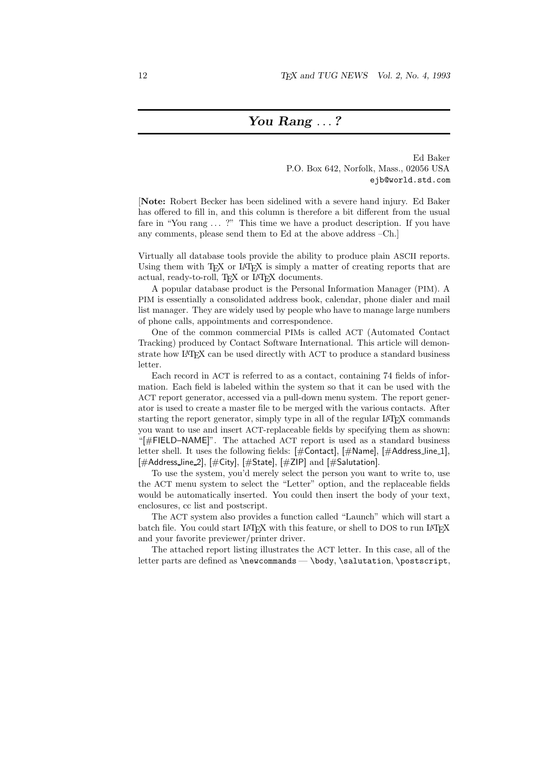# *You Rang ...?*

Ed Baker
P.O. Box 642, Norfolk, Mass., 02056 USA
ejb@world.std.com

[**Note:** Robert Becker has been sidelined with a severe hand injury. Ed Baker has offered to fill in, and this column is therefore a bit different from the usual fare in "You rang ... ?" This time we have a product description. If you have any comments, please send them to Ed at the above address –Ch.]

Virtually all database tools provide the ability to produce plain ASCII reports. Using them with TEX or LATEX is simply a matter of creating reports that are actual, ready-to-roll, TEX or LATEX documents.

A popular database product is the Personal Information Manager (PIM). A PIM is essentially a consolidated address book, calendar, phone dialer and mail list manager. They are widely used by people who have to manage large numbers of phone calls, appointments and correspondence.

One of the common commercial PIMs is called ACT (Automated Contact Tracking) produced by Contact Software International. This article will demonstrate how LATEX can be used directly with ACT to produce a standard business letter.

Each record in ACT is referred to as a contact, containing 74 fields of information. Each field is labeled within the system so that it can be used with the ACT report generator, accessed via a pull-down menu system. The report generator is used to create a master file to be merged with the various contacts. After starting the report generator, simply type in all of the regular LATEX commands you want to use and insert ACT-replaceable fields by specifying them as shown: "[#FIELD–NAME]". The attached ACT report is used as a standard business letter shell. It uses the following fields: [#Contact], [#Name], [#Address_line_1], [#Address_line_2], [#City], [#State], [#ZIP] and [#Salutation].

To use the system, you'd merely select the person you want to write to, use the ACT menu system to select the "Letter" option, and the replaceable fields would be automatically inserted. You could then insert the body of your text, enclosures, cc list and postscript.

The ACT system also provides a function called "Launch" which will start a batch file. You could start LATEX with this feature, or shell to DOS to run LATEX and your favorite previewer/printer driver.

The attached report listing illustrates the ACT letter. In this case, all of the letter parts are defined as `\newcommands` — `\body`, `\salutation`, `\postscript`,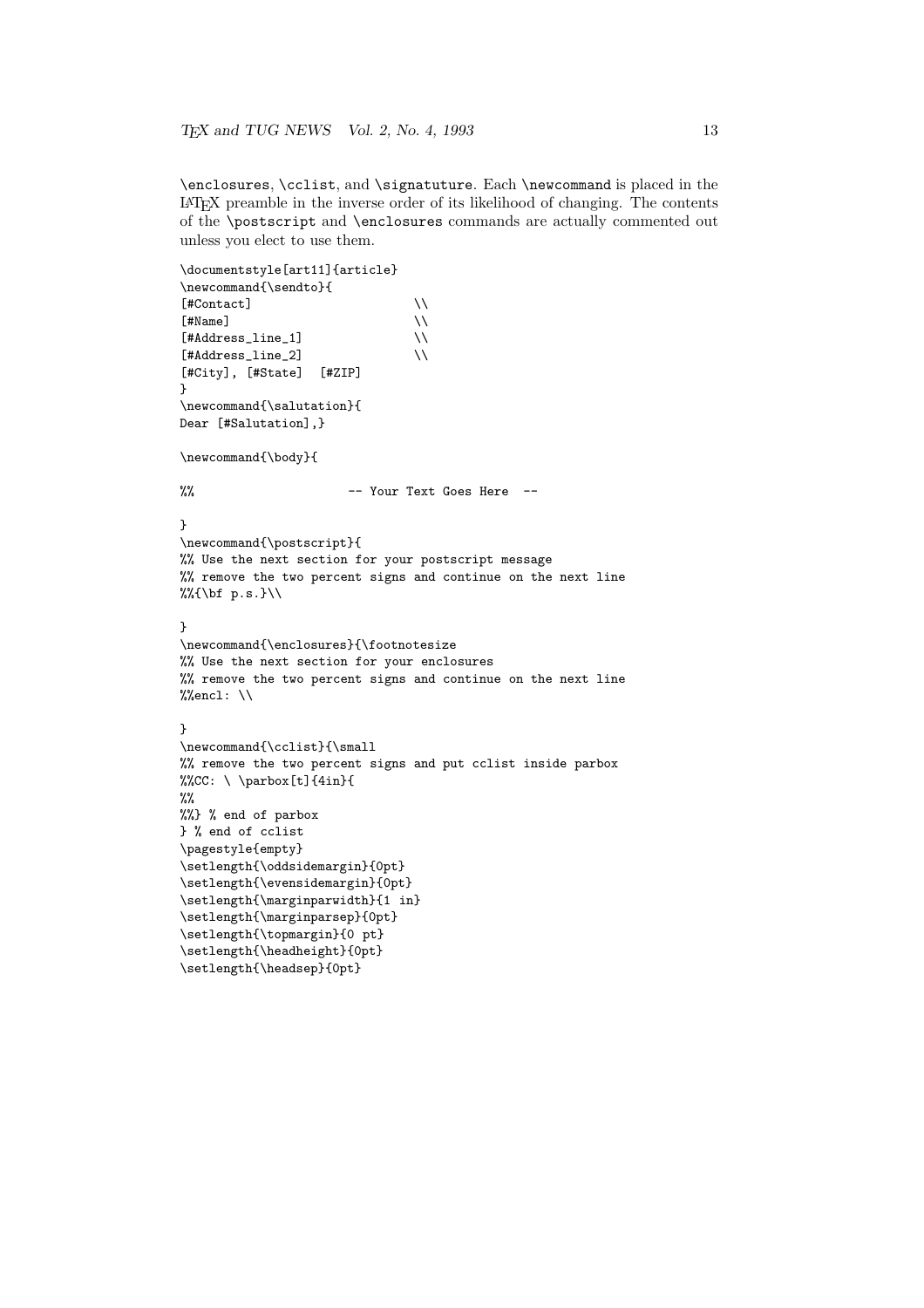`\enclosures`, `\cclist`, and `\signatuture`. Each `\newcommand` is placed in the LaTeX preamble in the inverse order of its likelihood of changing. The contents of the `\postscript` and `\enclosures` commands are actually commented out unless you elect to use them.

```
\documentstyle[art11]{article}
\newcommand{\sendto}{
[#Contact]                       \\
[#Name]                          \\
[#Address_line_1]                \\
[#Address_line_2]                \\
[#City], [#State]  [#ZIP]
}
\newcommand{\salutation}{
Dear [#Salutation],}

\newcommand{\body}{

%%                     -- Your Text Goes Here  --

}
\newcommand{\postscript}{
%% Use the next section for your postscript message
%% remove the two percent signs and continue on the next line
%%{\bf p.s.}\\

}
\newcommand{\enclosures}{\footnotesize
%% Use the next section for your enclosures
%% remove the two percent signs and continue on the next line
%%encl: \\

}
\newcommand{\cclist}{\small
%% remove the two percent signs and put cclist inside parbox
%%CC: \ \parbox[t]{4in}{
%%
%%} % end of parbox
} % end of cclist
\pagestyle{empty}
\setlength{\oddsidemargin}{0pt}
\setlength{\evensidemargin}{0pt}
\setlength{\marginparwidth}{1 in}
\setlength{\marginparsep}{0pt}
\setlength{\topmargin}{0 pt}
\setlength{\headheight}{0pt}
\setlength{\headsep}{0pt}
```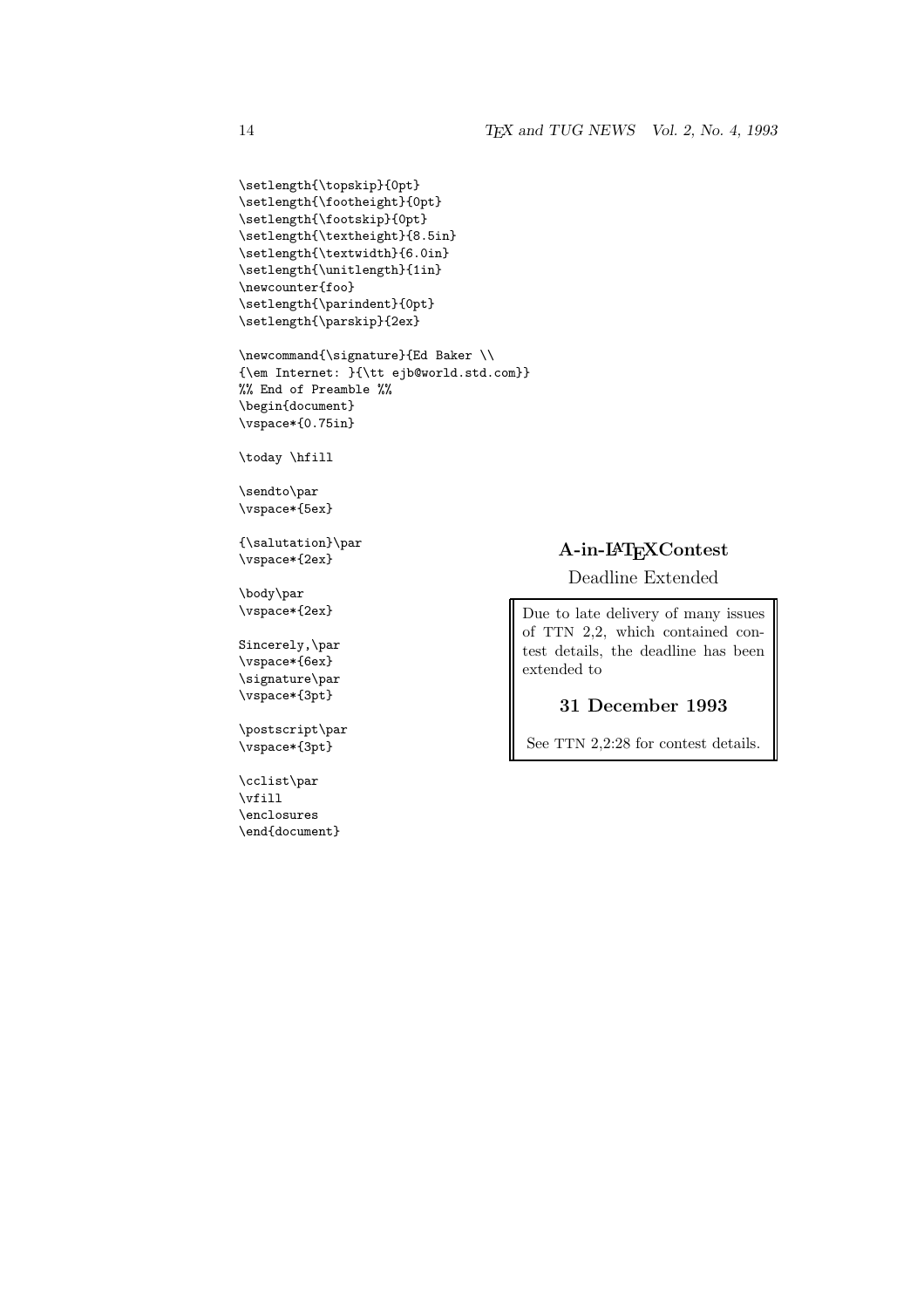```
\setlength{\topskip}{0pt}
\setlength{\footheight}{0pt}
\setlength{\footskip}{0pt}
\setlength{\textheight}{8.5in}
\setlength{\textwidth}{6.0in}
\setlength{\unitlength}{1in}
\newcounter{foo}
\setlength{\parindent}{0pt}
\setlength{\parskip}{2ex}

\newcommand{\signature}{Ed Baker \\
{\em Internet: }{\tt ejb@world.std.com}}
%% End of Preamble %%
\begin{document}
\vspace*{0.75in}

\today \hfill

\sendto\par
\vspace*{5ex}

{\salutation}\par
\vspace*{2ex}

\body\par
\vspace*{2ex}

Sincerely,\par
\vspace*{6ex}
\signature\par
\vspace*{3pt}

\postscript\par
\vspace*{3pt}

\cclist\par
\vfill
\enclosures
\end{document}
```

## A-in-LaTeX Contest

Deadline Extended

Due to late delivery of many issues of TTN 2,2, which contained contest details, the deadline has been extended to

**31 December 1993**

See TTN 2,2:28 for contest details.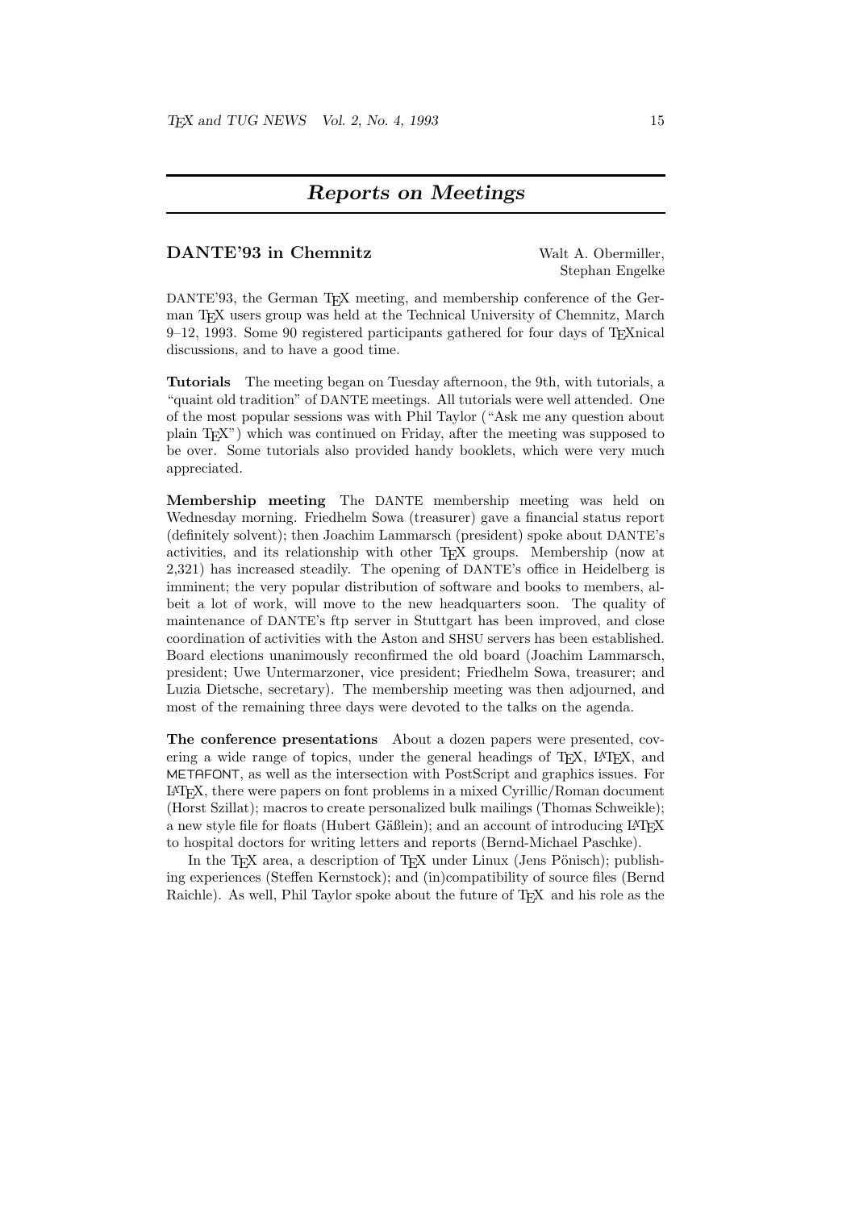# *Reports on Meetings*

## DANTE'93 in Chemnitz

Walt A. Obermiller,
Stephan Engelke

DANTE'93, the German TEX meeting, and membership conference of the German TEX users group was held at the Technical University of Chemnitz, March 9–12, 1993. Some 90 registered participants gathered for four days of TEXnical discussions, and to have a good time.

**Tutorials** The meeting began on Tuesday afternoon, the 9th, with tutorials, a "quaint old tradition" of DANTE meetings. All tutorials were well attended. One of the most popular sessions was with Phil Taylor ("Ask me any question about plain TEX") which was continued on Friday, after the meeting was supposed to be over. Some tutorials also provided handy booklets, which were very much appreciated.

**Membership meeting** The DANTE membership meeting was held on Wednesday morning. Friedhelm Sowa (treasurer) gave a financial status report (definitely solvent); then Joachim Lammarsch (president) spoke about DANTE's activities, and its relationship with other TEX groups. Membership (now at 2,321) has increased steadily. The opening of DANTE's office in Heidelberg is imminent; the very popular distribution of software and books to members, albeit a lot of work, will move to the new headquarters soon. The quality of maintenance of DANTE's ftp server in Stuttgart has been improved, and close coordination of activities with the Aston and SHSU servers has been established. Board elections unanimously reconfirmed the old board (Joachim Lammarsch, president; Uwe Untermarzoner, vice president; Friedhelm Sowa, treasurer; and Luzia Dietsche, secretary). The membership meeting was then adjourned, and most of the remaining three days were devoted to the talks on the agenda.

**The conference presentations** About a dozen papers were presented, covering a wide range of topics, under the general headings of TEX, LATEX, and METAFONT, as well as the intersection with PostScript and graphics issues. For LATEX, there were papers on font problems in a mixed Cyrillic/Roman document (Horst Szillat); macros to create personalized bulk mailings (Thomas Schweikle); a new style file for floats (Hubert Gäßlein); and an account of introducing LATEX to hospital doctors for writing letters and reports (Bernd-Michael Paschke).

In the TEX area, a description of TEX under Linux (Jens Pönisch); publishing experiences (Steffen Kernstock); and (in)compatibility of source files (Bernd Raichle). As well, Phil Taylor spoke about the future of TEX and his role as the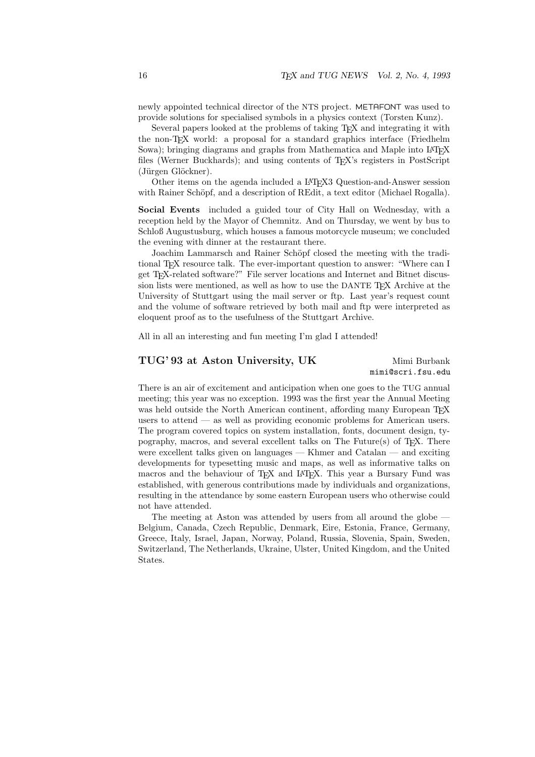newly appointed technical director of the NTS project. METAFONT was used to provide solutions for specialised symbols in a physics context (Torsten Kunz).

Several papers looked at the problems of taking TeX and integrating it with the non-TeX world: a proposal for a standard graphics interface (Friedhelm Sowa); bringing diagrams and graphs from Mathematica and Maple into LaTeX files (Werner Buckhards); and using contents of TeX's registers in PostScript (Jürgen Glöckner).

Other items on the agenda included a LaTeX3 Question-and-Answer session with Rainer Schöpf, and a description of REdit, a text editor (Michael Rogalla).

**Social Events** included a guided tour of City Hall on Wednesday, with a reception held by the Mayor of Chemnitz. And on Thursday, we went by bus to Schloß Augustusburg, which houses a famous motorcycle museum; we concluded the evening with dinner at the restaurant there.

Joachim Lammarsch and Rainer Schöpf closed the meeting with the traditional TeX resource talk. The ever-important question to answer: "Where can I get TeX-related software?" File server locations and Internet and Bitnet discussion lists were mentioned, as well as how to use the DANTE TeX Archive at the University of Stuttgart using the mail server or ftp. Last year's request count and the volume of software retrieved by both mail and ftp were interpreted as eloquent proof as to the usefulness of the Stuttgart Archive.

All in all an interesting and fun meeting I'm glad I attended!

## TUG'93 at Aston University, UK

Mimi Burbank
`mimi@scri.fsu.edu`

There is an air of excitement and anticipation when one goes to the TUG annual meeting; this year was no exception. 1993 was the first year the Annual Meeting was held outside the North American continent, affording many European TeX users to attend — as well as providing economic problems for American users. The program covered topics on system installation, fonts, document design, typography, macros, and several excellent talks on The Future(s) of TeX. There were excellent talks given on languages — Khmer and Catalan — and exciting developments for typesetting music and maps, as well as informative talks on macros and the behaviour of TeX and LaTeX. This year a Bursary Fund was established, with generous contributions made by individuals and organizations, resulting in the attendance by some eastern European users who otherwise could not have attended.

The meeting at Aston was attended by users from all around the globe — Belgium, Canada, Czech Republic, Denmark, Eire, Estonia, France, Germany, Greece, Italy, Israel, Japan, Norway, Poland, Russia, Slovenia, Spain, Sweden, Switzerland, The Netherlands, Ukraine, Ulster, United Kingdom, and the United States.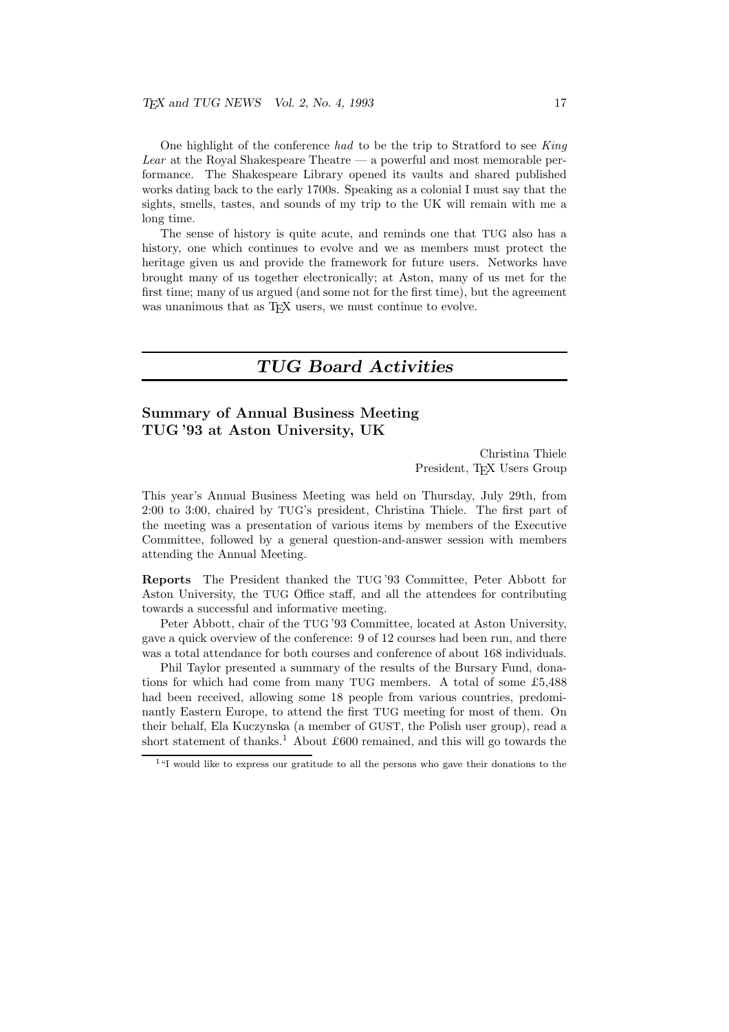One highlight of the conference *had* to be the trip to Stratford to see *King Lear* at the Royal Shakespeare Theatre — a powerful and most memorable performance. The Shakespeare Library opened its vaults and shared published works dating back to the early 1700s. Speaking as a colonial I must say that the sights, smells, tastes, and sounds of my trip to the UK will remain with me a long time.

The sense of history is quite acute, and reminds one that TUG also has a history, one which continues to evolve and we as members must protect the heritage given us and provide the framework for future users. Networks have brought many of us together electronically; at Aston, many of us met for the first time; many of us argued (and some not for the first time), but the agreement was unanimous that as TeX users, we must continue to evolve.

# *TUG Board Activities*

## Summary of Annual Business Meeting TUG '93 at Aston University, UK

Christina Thiele
President, TeX Users Group

This year's Annual Business Meeting was held on Thursday, July 29th, from 2:00 to 3:00, chaired by TUG's president, Christina Thiele. The first part of the meeting was a presentation of various items by members of the Executive Committee, followed by a general question-and-answer session with members attending the Annual Meeting.

**Reports** The President thanked the TUG '93 Committee, Peter Abbott for Aston University, the TUG Office staff, and all the attendees for contributing towards a successful and informative meeting.

Peter Abbott, chair of the TUG '93 Committee, located at Aston University, gave a quick overview of the conference: 9 of 12 courses had been run, and there was a total attendance for both courses and conference of about 168 individuals.

Phil Taylor presented a summary of the results of the Bursary Fund, donations for which had come from many TUG members. A total of some £5,488 had been received, allowing some 18 people from various countries, predominantly Eastern Europe, to attend the first TUG meeting for most of them. On their behalf, Ela Kuczynska (a member of GUST, the Polish user group), read a short statement of thanks.[1] About £600 remained, and this will go towards the

[1] "I would like to express our gratitude to all the persons who gave their donations to the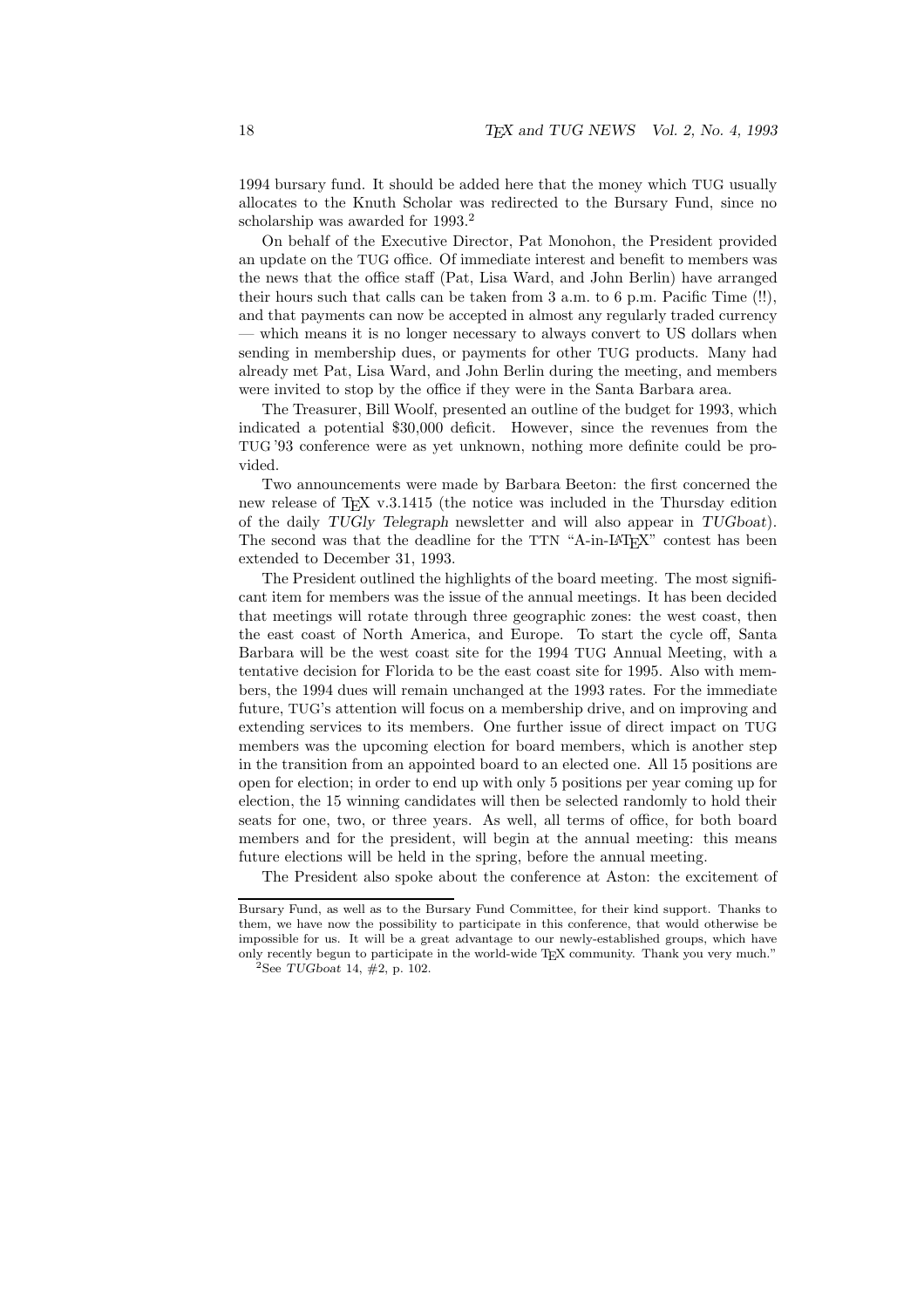1994 bursary fund. It should be added here that the money which TUG usually allocates to the Knuth Scholar was redirected to the Bursary Fund, since no scholarship was awarded for 1993.[2]

On behalf of the Executive Director, Pat Monohon, the President provided an update on the TUG office. Of immediate interest and benefit to members was the news that the office staff (Pat, Lisa Ward, and John Berlin) have arranged their hours such that calls can be taken from 3 a.m. to 6 p.m. Pacific Time (!!), and that payments can now be accepted in almost any regularly traded currency — which means it is no longer necessary to always convert to US dollars when sending in membership dues, or payments for other TUG products. Many had already met Pat, Lisa Ward, and John Berlin during the meeting, and members were invited to stop by the office if they were in the Santa Barbara area.

The Treasurer, Bill Woolf, presented an outline of the budget for 1993, which indicated a potential $30,000 deficit. However, since the revenues from the TUG '93 conference were as yet unknown, nothing more definite could be provided.

Two announcements were made by Barbara Beeton: the first concerned the new release of TEX v.3.1415 (the notice was included in the Thursday edition of the daily *TUGly Telegraph* newsletter and will also appear in *TUGboat*). The second was that the deadline for the TTN "A-in-LATEX" contest has been extended to December 31, 1993.

The President outlined the highlights of the board meeting. The most significant item for members was the issue of the annual meetings. It has been decided that meetings will rotate through three geographic zones: the west coast, then the east coast of North America, and Europe. To start the cycle off, Santa Barbara will be the west coast site for the 1994 TUG Annual Meeting, with a tentative decision for Florida to be the east coast site for 1995. Also with members, the 1994 dues will remain unchanged at the 1993 rates. For the immediate future, TUG's attention will focus on a membership drive, and on improving and extending services to its members. One further issue of direct impact on TUG members was the upcoming election for board members, which is another step in the transition from an appointed board to an elected one. All 15 positions are open for election; in order to end up with only 5 positions per year coming up for election, the 15 winning candidates will then be selected randomly to hold their seats for one, two, or three years. As well, all terms of office, for both board members and for the president, will begin at the annual meeting: this means future elections will be held in the spring, before the annual meeting.

The President also spoke about the conference at Aston: the excitement of

---

Bursary Fund, as well as to the Bursary Fund Committee, for their kind support. Thanks to them, we have now the possibility to participate in this conference, that would otherwise be impossible for us. It will be a great advantage to our newly-established groups, which have only recently begun to participate in the world-wide TEX community. Thank you very much."

[2] See *TUGboat* 14, #2, p. 102.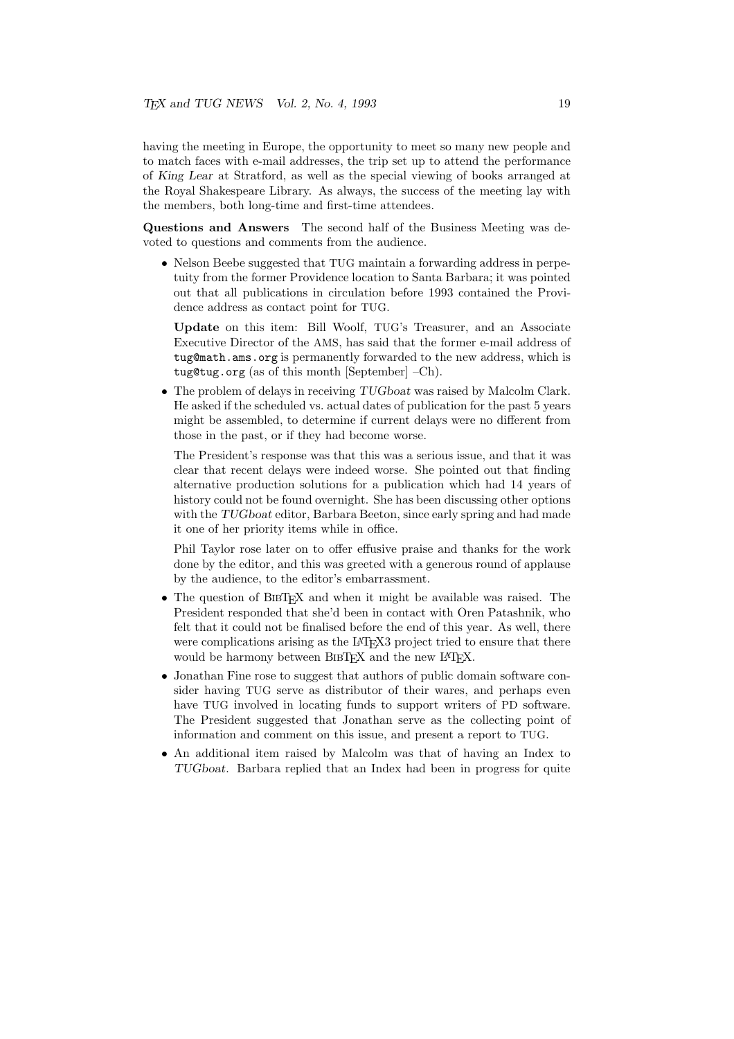having the meeting in Europe, the opportunity to meet so many new people and to match faces with e-mail addresses, the trip set up to attend the performance of *King Lear* at Stratford, as well as the special viewing of books arranged at the Royal Shakespeare Library. As always, the success of the meeting lay with the members, both long-time and first-time attendees.

**Questions and Answers** The second half of the Business Meeting was devoted to questions and comments from the audience.

- Nelson Beebe suggested that TUG maintain a forwarding address in perpetuity from the former Providence location to Santa Barbara; it was pointed out that all publications in circulation before 1993 contained the Providence address as contact point for TUG.

  **Update** on this item: Bill Woolf, TUG's Treasurer, and an Associate Executive Director of the AMS, has said that the former e-mail address of `tug@math.ams.org` is permanently forwarded to the new address, which is `tug@tug.org` (as of this month [September] –Ch).

- The problem of delays in receiving *TUGboat* was raised by Malcolm Clark. He asked if the scheduled vs. actual dates of publication for the past 5 years might be assembled, to determine if current delays were no different from those in the past, or if they had become worse.

  The President's response was that this was a serious issue, and that it was clear that recent delays were indeed worse. She pointed out that finding alternative production solutions for a publication which had 14 years of history could not be found overnight. She has been discussing other options with the *TUGboat* editor, Barbara Beeton, since early spring and had made it one of her priority items while in office.

  Phil Taylor rose later on to offer effusive praise and thanks for the work done by the editor, and this was greeted with a generous round of applause by the audience, to the editor's embarrassment.

- The question of BibTeX and when it might be available was raised. The President responded that she'd been in contact with Oren Patashnik, who felt that it could not be finalised before the end of this year. As well, there were complications arising as the LaTeX3 project tried to ensure that there would be harmony between BibTeX and the new LaTeX.

- Jonathan Fine rose to suggest that authors of public domain software consider having TUG serve as distributor of their wares, and perhaps even have TUG involved in locating funds to support writers of PD software. The President suggested that Jonathan serve as the collecting point of information and comment on this issue, and present a report to TUG.

- An additional item raised by Malcolm was that of having an Index to *TUGboat*. Barbara replied that an Index had been in progress for quite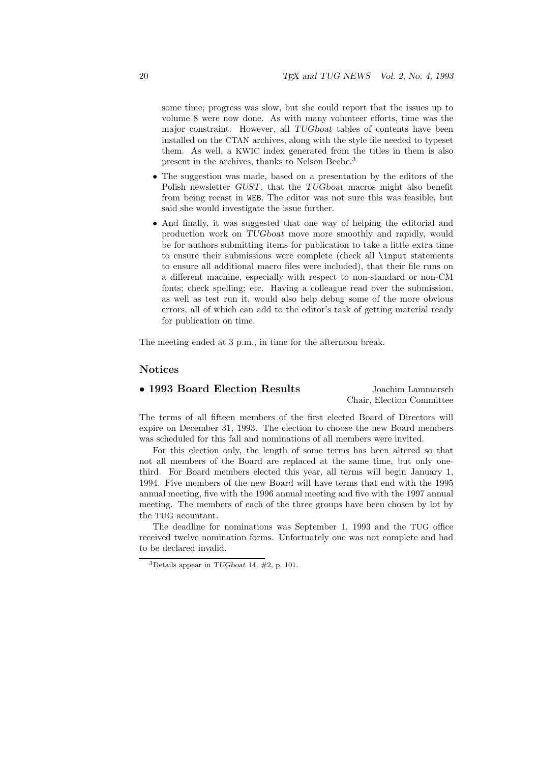some time; progress was slow, but she could report that the issues up to volume 8 were now done. As with many volunteer efforts, time was the major constraint. However, all *TUGboat* tables of contents have been installed on the CTAN archives, along with the style file needed to typeset them. As well, a KWIC index generated from the titles in them is also present in the archives, thanks to Nelson Beebe.[3]

- The suggestion was made, based on a presentation by the editors of the Polish newsletter *GUST*, that the *TUGboat* macros might also benefit from being recast in `WEB`. The editor was not sure this was feasible, but said she would investigate the issue further.
- And finally, it was suggested that one way of helping the editorial and production work on *TUGboat* move more smoothly and rapidly, would be for authors submitting items for publication to take a little extra time to ensure their submissions were complete (check all `\input` statements to ensure all additional macro files were included), that their file runs on a different machine, especially with respect to non-standard or non-CM fonts; check spelling; etc. Having a colleague read over the submission, as well as test run it, would also help debug some of the more obvious errors, all of which can add to the editor's task of getting material ready for publication on time.

The meeting ended at 3 p.m., in time for the afternoon break.

## Notices

### • 1993 Board Election Results

Joachim Lammarsch
Chair, Election Committee

The terms of all fifteen members of the first elected Board of Directors will expire on December 31, 1993. The election to choose the new Board members was scheduled for this fall and nominations of all members were invited.

For this election only, the length of some terms has been altered so that not all members of the Board are replaced at the same time, but only one-third. For Board members elected this year, all terms will begin January 1, 1994. Five members of the new Board will have terms that end with the 1995 annual meeting, five with the 1996 annual meeting and five with the 1997 annual meeting. The members of each of the three groups have been chosen by lot by the TUG acountant.

The deadline for nominations was September 1, 1993 and the TUG office received twelve nomination forms. Unfortuately one was not complete and had to be declared invalid.

[3] Details appear in *TUGboat* 14, #2, p. 101.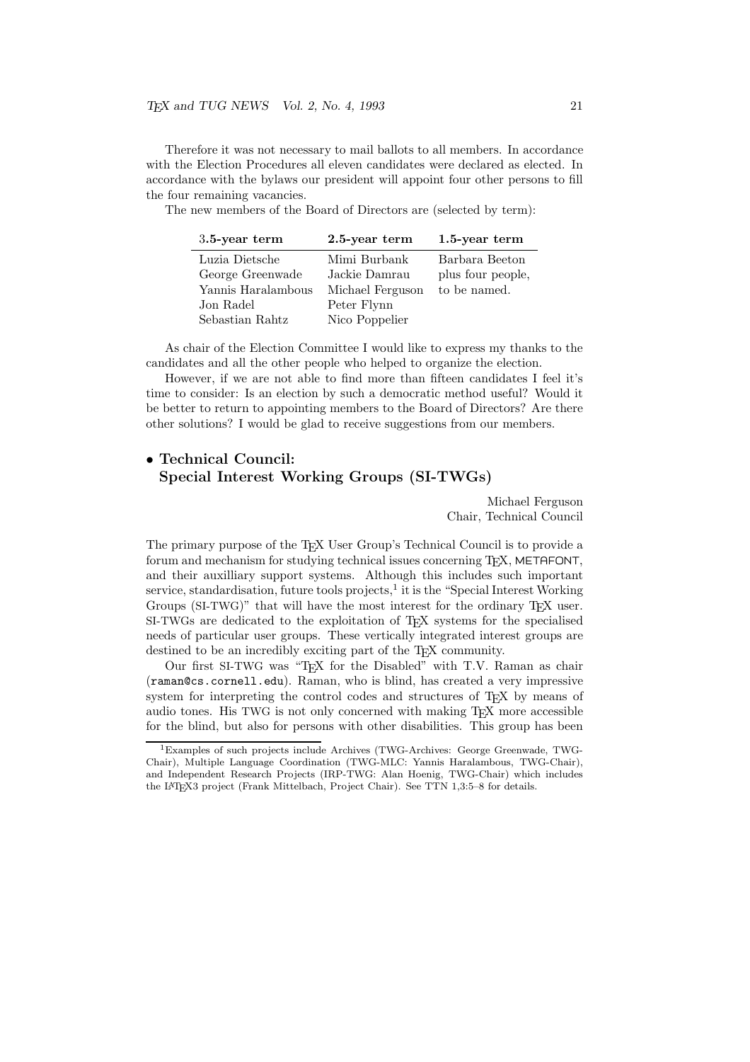Therefore it was not necessary to mail ballots to all members. In accordance with the Election Procedures all eleven candidates were declared as elected. In accordance with the bylaws our president will appoint four other persons to fill the four remaining vacancies.

The new members of the Board of Directors are (selected by term):

| 3.5-year term | 2.5-year term | 1.5-year term |
|---|---|---|
| Luzia Dietsche | Mimi Burbank | Barbara Beeton |
| George Greenwade | Jackie Damrau | plus four people, |
| Yannis Haralambous | Michael Ferguson | to be named. |
| Jon Radel | Peter Flynn | |
| Sebastian Rahtz | Nico Poppelier | |

As chair of the Election Committee I would like to express my thanks to the candidates and all the other people who helped to organize the election.

However, if we are not able to find more than fifteen candidates I feel it's time to consider: Is an election by such a democratic method useful? Would it be better to return to appointing members to the Board of Directors? Are there other solutions? I would be glad to receive suggestions from our members.

## • Technical Council: Special Interest Working Groups (SI-TWGs)

Michael Ferguson
Chair, Technical Council

The primary purpose of the TEX User Group's Technical Council is to provide a forum and mechanism for studying technical issues concerning TEX, METAFONT, and their auxilliary support systems. Although this includes such important service, standardisation, future tools projects,[1] it is the "Special Interest Working Groups (SI-TWG)" that will have the most interest for the ordinary TEX user. SI-TWGs are dedicated to the exploitation of TEX systems for the specialised needs of particular user groups. These vertically integrated interest groups are destined to be an incredibly exciting part of the TEX community.

Our first SI-TWG was "TEX for the Disabled" with T.V. Raman as chair (`raman@cs.cornell.edu`). Raman, who is blind, has created a very impressive system for interpreting the control codes and structures of TEX by means of audio tones. His TWG is not only concerned with making TEX more accessible for the blind, but also for persons with other disabilities. This group has been

[1] Examples of such projects include Archives (TWG-Archives: George Greenwade, TWG-Chair), Multiple Language Coordination (TWG-MLC: Yannis Haralambous, TWG-Chair), and Independent Research Projects (IRP-TWG: Alan Hoenig, TWG-Chair) which includes the LATEX3 project (Frank Mittelbach, Project Chair). See TTN 1,3:5–8 for details.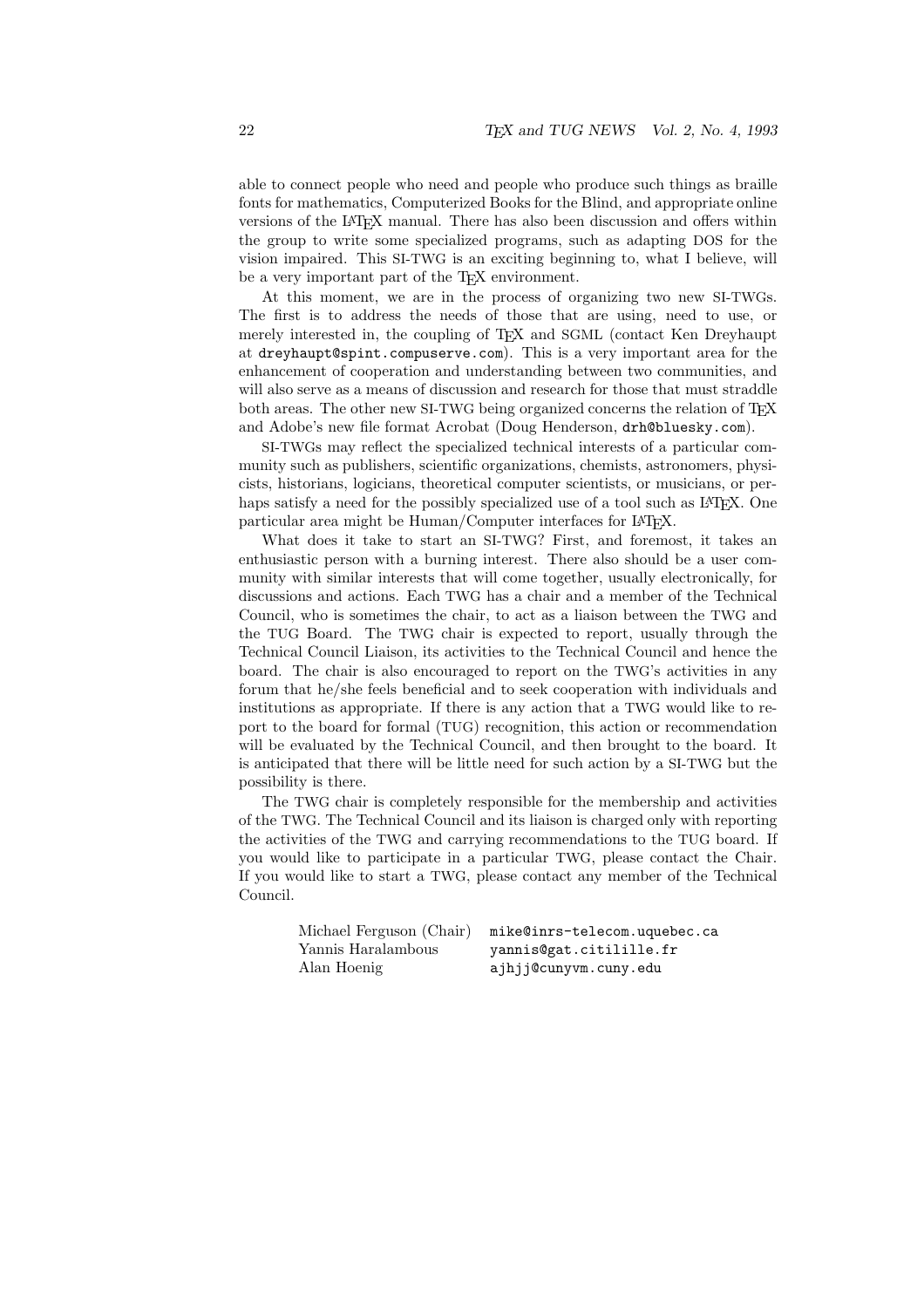able to connect people who need and people who produce such things as braille fonts for mathematics, Computerized Books for the Blind, and appropriate online versions of the LaTeX manual. There has also been discussion and offers within the group to write some specialized programs, such as adapting DOS for the vision impaired. This SI-TWG is an exciting beginning to, what I believe, will be a very important part of the TeX environment.

At this moment, we are in the process of organizing two new SI-TWGs. The first is to address the needs of those that are using, need to use, or merely interested in, the coupling of TeX and SGML (contact Ken Dreyhaupt at `dreyhaupt@spint.compuserve.com`). This is a very important area for the enhancement of cooperation and understanding between two communities, and will also serve as a means of discussion and research for those that must straddle both areas. The other new SI-TWG being organized concerns the relation of TeX and Adobe's new file format Acrobat (Doug Henderson, `drh@bluesky.com`).

SI-TWGs may reflect the specialized technical interests of a particular community such as publishers, scientific organizations, chemists, astronomers, physicists, historians, logicians, theoretical computer scientists, or musicians, or perhaps satisfy a need for the possibly specialized use of a tool such as LaTeX. One particular area might be Human/Computer interfaces for LaTeX.

What does it take to start an SI-TWG? First, and foremost, it takes an enthusiastic person with a burning interest. There also should be a user community with similar interests that will come together, usually electronically, for discussions and actions. Each TWG has a chair and a member of the Technical Council, who is sometimes the chair, to act as a liaison between the TWG and the TUG Board. The TWG chair is expected to report, usually through the Technical Council Liaison, its activities to the Technical Council and hence the board. The chair is also encouraged to report on the TWG's activities in any forum that he/she feels beneficial and to seek cooperation with individuals and institutions as appropriate. If there is any action that a TWG would like to report to the board for formal (TUG) recognition, this action or recommendation will be evaluated by the Technical Council, and then brought to the board. It is anticipated that there will be little need for such action by a SI-TWG but the possibility is there.

The TWG chair is completely responsible for the membership and activities of the TWG. The Technical Council and its liaison is charged only with reporting the activities of the TWG and carrying recommendations to the TUG board. If you would like to participate in a particular TWG, please contact the Chair. If you would like to start a TWG, please contact any member of the Technical Council.

| | |
|---|---|
| Michael Ferguson (Chair) | `mike@inrs-telecom.uquebec.ca` |
| Yannis Haralambous | `yannis@gat.citilille.fr` |
| Alan Hoenig | `ajhjj@cunyvm.cuny.edu` |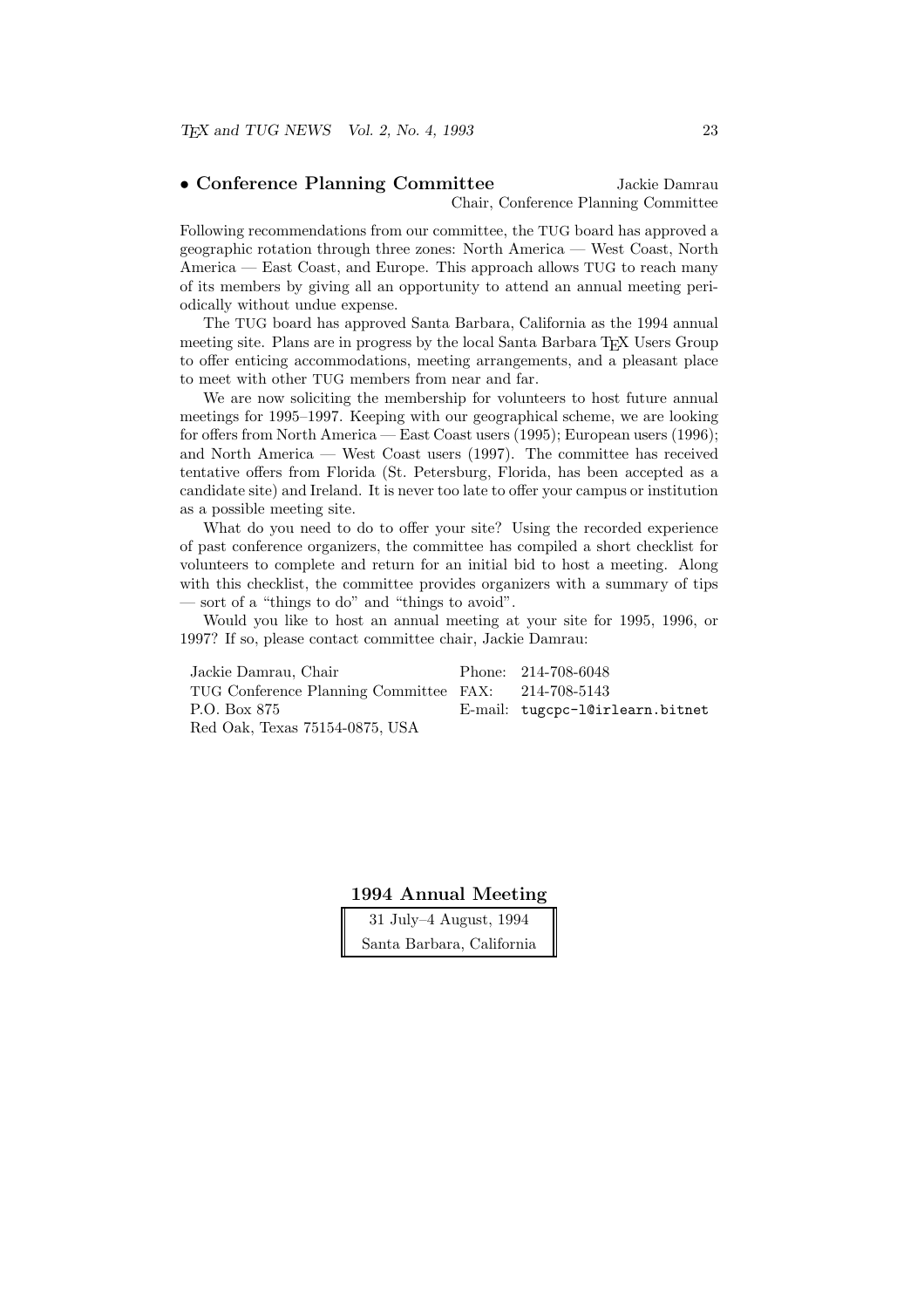## • Conference Planning Committee

Jackie Damrau
Chair, Conference Planning Committee

Following recommendations from our committee, the TUG board has approved a geographic rotation through three zones: North America — West Coast, North America — East Coast, and Europe. This approach allows TUG to reach many of its members by giving all an opportunity to attend an annual meeting periodically without undue expense.

The TUG board has approved Santa Barbara, California as the 1994 annual meeting site. Plans are in progress by the local Santa Barbara TEX Users Group to offer enticing accommodations, meeting arrangements, and a pleasant place to meet with other TUG members from near and far.

We are now soliciting the membership for volunteers to host future annual meetings for 1995–1997. Keeping with our geographical scheme, we are looking for offers from North America — East Coast users (1995); European users (1996); and North America — West Coast users (1997). The committee has received tentative offers from Florida (St. Petersburg, Florida, has been accepted as a candidate site) and Ireland. It is never too late to offer your campus or institution as a possible meeting site.

What do you need to do to offer your site? Using the recorded experience of past conference organizers, the committee has compiled a short checklist for volunteers to complete and return for an initial bid to host a meeting. Along with this checklist, the committee provides organizers with a summary of tips — sort of a "things to do" and "things to avoid".

Would you like to host an annual meeting at your site for 1995, 1996, or 1997? If so, please contact committee chair, Jackie Damrau:

| | |
|---|---|
| Jackie Damrau, Chair | Phone: 214-708-6048 |
| TUG Conference Planning Committee | FAX: 214-708-5143 |
| P.O. Box 875 | E-mail: `tugcpc-l@irlearn.bitnet` |
| Red Oak, Texas 75154-0875, USA | |

### 1994 Annual Meeting

31 July–4 August, 1994
Santa Barbara, California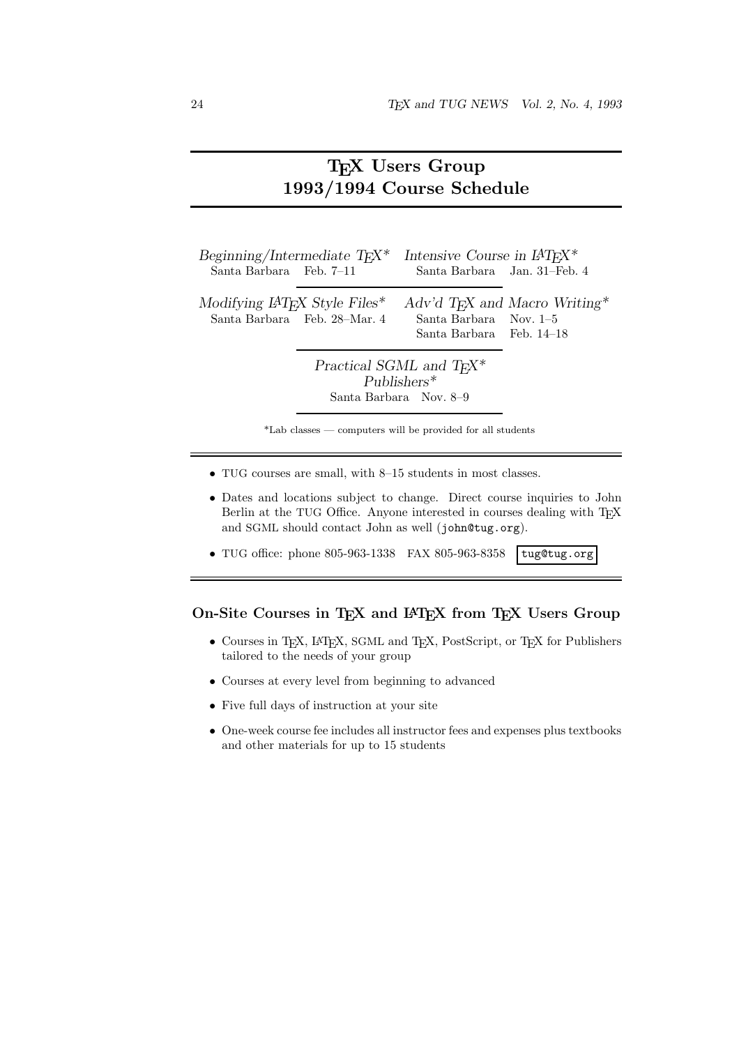# TEX Users Group 1993/1994 Course Schedule

*Beginning/Intermediate TEX**
Santa Barbara Feb. 7–11

*Intensive Course in LATEX**
Santa Barbara Jan. 31–Feb. 4

*Modifying LATEX Style Files**
Santa Barbara Feb. 28–Mar. 4

*Adv'd TEX and Macro Writing**
Santa Barbara Nov. 1–5
Santa Barbara Feb. 14–18

*Practical SGML and TEX* Publishers**
Santa Barbara Nov. 8–9

*Lab classes — computers will be provided for all students

- TUG courses are small, with 8–15 students in most classes.
- Dates and locations subject to change. Direct course inquiries to John Berlin at the TUG Office. Anyone interested in courses dealing with TEX and SGML should contact John as well (`john@tug.org`).
- TUG office: phone 805-963-1338 FAX 805-963-8358 `tug@tug.org`

## On-Site Courses in TEX and LATEX from TEX Users Group

- Courses in TEX, LATEX, SGML and TEX, PostScript, or TEX for Publishers tailored to the needs of your group
- Courses at every level from beginning to advanced
- Five full days of instruction at your site
- One-week course fee includes all instructor fees and expenses plus textbooks and other materials for up to 15 students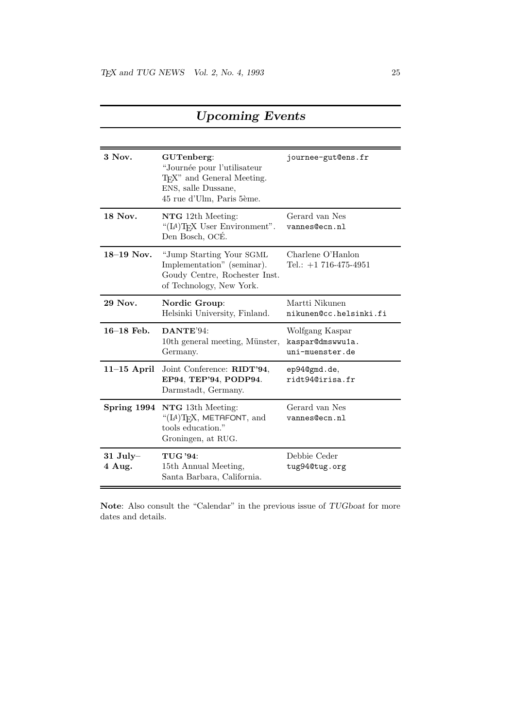## *Upcoming Events*

| | | |
|---|---|---|
| **3 Nov.** | **GUTenberg**: "Journée pour l'utilisateur TEX" and General Meeting. ENS, salle Dussane, 45 rue d'Ulm, Paris 5ème. | `journee-gut@ens.fr` |
| **18 Nov.** | **NTG** 12th Meeting: "(LA)TEX User Environment". Den Bosch, OCÉ. | Gerard van Nes `vannes@ecn.nl` |
| **18–19 Nov.** | "Jump Starting Your SGML Implementation" (seminar). Goudy Centre, Rochester Inst. of Technology, New York. | Charlene O'Hanlon Tel.: +1 716-475-4951 |
| **29 Nov.** | **Nordic Group**: Helsinki University, Finland. | Martti Nikunen `nikunen@cc.helsinki.fi` |
| **16–18 Feb.** | **DANTE**'94: 10th general meeting, Münster, Germany. | Wolfgang Kaspar `kaspar@dmswwu1a.uni-muenster.de` |
| **11–15 April** | Joint Conference: **RIDT'94**, **EP94**, **TEP'94**, **PODP94**. Darmstadt, Germany. | `ep94@gmd.de`, `ridt94@irisa.fr` |
| **Spring 1994** | **NTG** 13th Meeting: "(LA)TEX, METAFONT, and tools education." Groningen, at RUG. | Gerard van Nes `vannes@ecn.nl` |
| **31 July– 4 Aug.** | **TUG '94**: 15th Annual Meeting, Santa Barbara, California. | Debbie Ceder `tug94@tug.org` |

**Note**: Also consult the "Calendar" in the previous issue of *TUGboat* for more dates and details.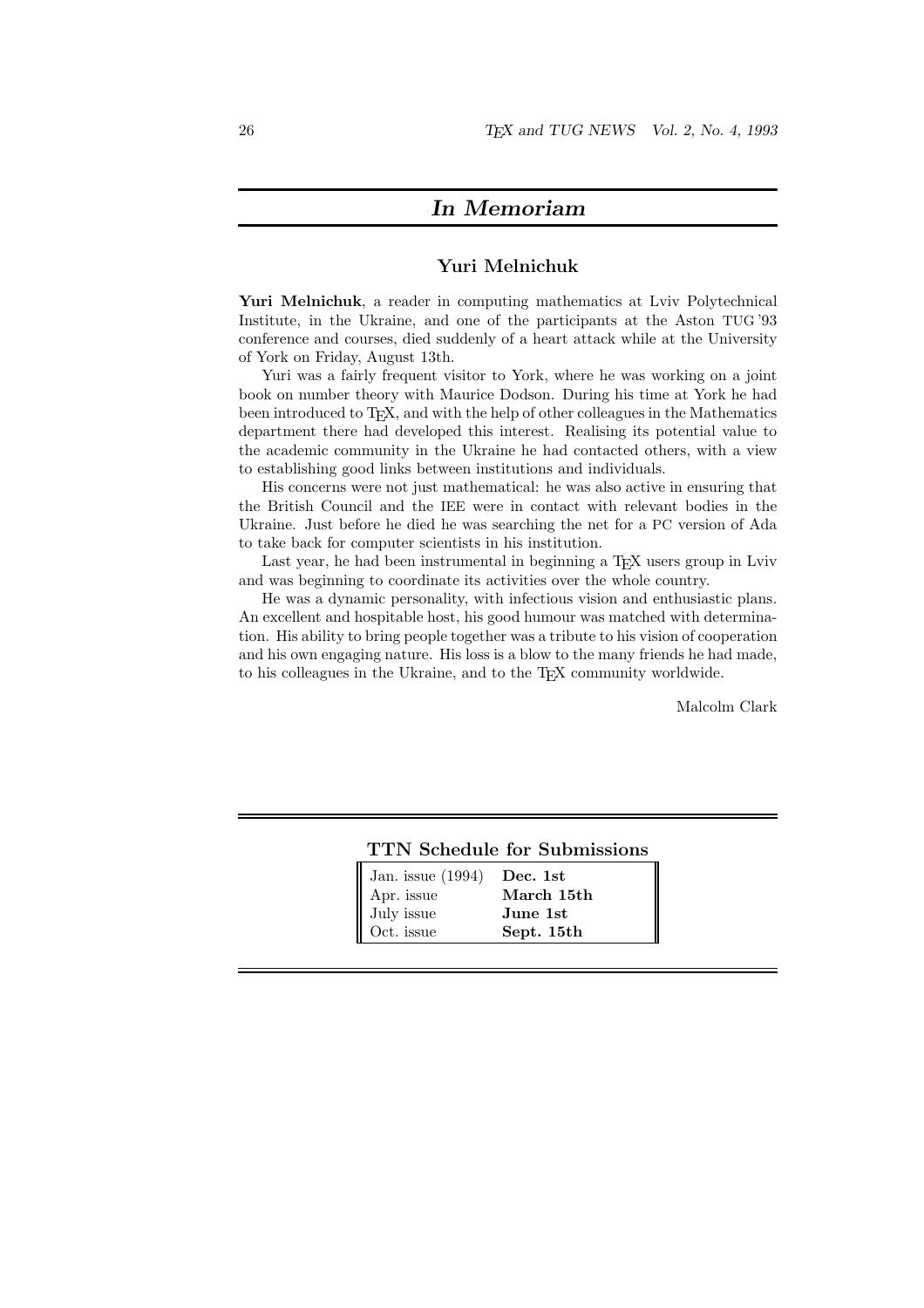# *In Memoriam*

## Yuri Melnichuk

**Yuri Melnichuk**, a reader in computing mathematics at Lviv Polytechnical Institute, in the Ukraine, and one of the participants at the Aston TUG '93 conference and courses, died suddenly of a heart attack while at the University of York on Friday, August 13th.

Yuri was a fairly frequent visitor to York, where he was working on a joint book on number theory with Maurice Dodson. During his time at York he had been introduced to TEX, and with the help of other colleagues in the Mathematics department there had developed this interest. Realising its potential value to the academic community in the Ukraine he had contacted others, with a view to establishing good links between institutions and individuals.

His concerns were not just mathematical: he was also active in ensuring that the British Council and the IEE were in contact with relevant bodies in the Ukraine. Just before he died he was searching the net for a PC version of Ada to take back for computer scientists in his institution.

Last year, he had been instrumental in beginning a TEX users group in Lviv and was beginning to coordinate its activities over the whole country.

He was a dynamic personality, with infectious vision and enthusiastic plans. An excellent and hospitable host, his good humour was matched with determination. His ability to bring people together was a tribute to his vision of cooperation and his own engaging nature. His loss is a blow to the many friends he had made, to his colleagues in the Ukraine, and to the TEX community worldwide.

Malcolm Clark

### TTN Schedule for Submissions

| | |
|---|---|
| Jan. issue (1994) | **Dec. 1st** |
| Apr. issue | **March 15th** |
| July issue | **June 1st** |
| Oct. issue | **Sept. 15th** |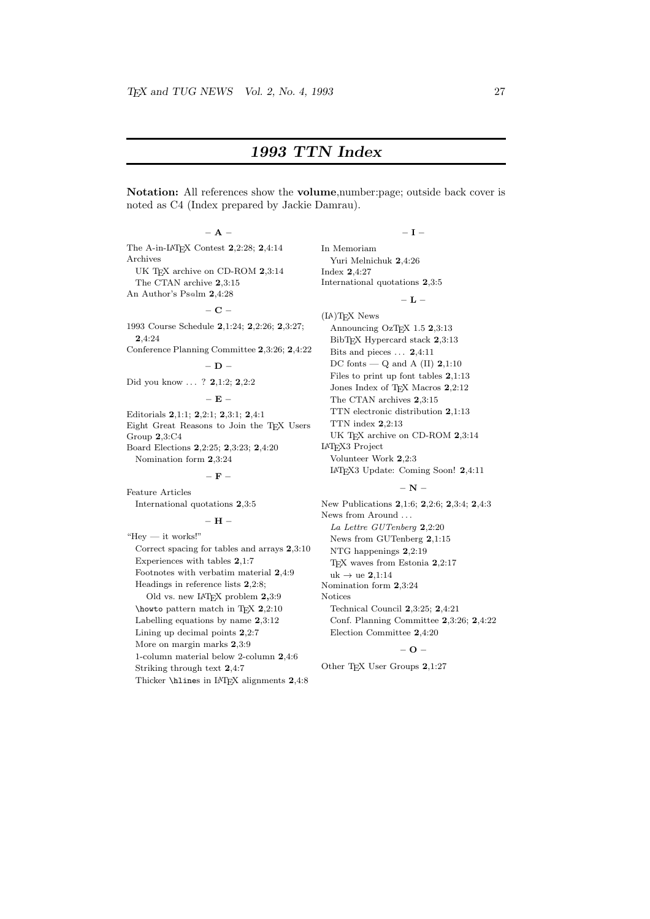# *1993 TTN Index*

**Notation:** All references show the **volume**,number:page; outside back cover is noted as C4 (Index prepared by Jackie Damrau).

**– A –**

The A-in-LaTeX Contest **2**,2:28; **2**,4:14
Archives
  UK TeX archive on CD-ROM **2**,3:14
  The CTAN archive **2**,3:15
An Author's Ps@lm **2**,4:28

**– C –**

1993 Course Schedule **2**,1:24; **2**,2:26; **2**,3:27; **2**,4:24
Conference Planning Committee **2**,3:26; **2**,4:22

**– D –**

Did you know ... ? **2**,1:2; **2**,2:2

**– E –**

Editorials **2**,1:1; **2**,2:1; **2**,3:1; **2**,4:1
Eight Great Reasons to Join the TeX Users Group **2**,3:C4
Board Elections **2**,2:25; **2**,3:23; **2**,4:20
  Nomination form **2**,3:24

**– F –**

Feature Articles
  International quotations **2**,3:5

**– H –**

"Hey — it works!"
  Correct spacing for tables and arrays **2**,3:10
  Experiences with tables **2**,1:7
  Footnotes with verbatim material **2**,4:9
  Headings in reference lists **2**,2:8;
    Old vs. new LaTeX problem **2**,3:9
  `\howto` pattern match in TeX **2**,2:10
  Labelling equations by name **2**,3:12
  Lining up decimal points **2**,2:7
  More on margin marks **2**,3:9
  1-column material below 2-column **2**,4:6
  Striking through text **2**,4:7
  Thicker `\hline`s in LaTeX alignments **2**,4:8

**– I –**

In Memoriam
  Yuri Melnichuk **2**,4:26
Index **2**,4:27
International quotations **2**,3:5

**– L –**

(LA)TeX News
  Announcing OzTeX 1.5 **2**,3:13
  BibTeX Hypercard stack **2**,3:13
  Bits and pieces ... **2**,4:11
  DC fonts — Q and A (II) **2**,1:10
  Files to print up font tables **2**,1:13
  Jones Index of TeX Macros **2**,2:12
  The CTAN archives **2**,3:15
  TTN electronic distribution **2**,1:13
  TTN index **2**,2:13
  UK TeX archive on CD-ROM **2**,3:14
LaTeX3 Project
  Volunteer Work **2**,2:3
  LaTeX3 Update: Coming Soon! **2**,4:11

**– N –**

New Publications **2**,1:6; **2**,2:6; **2**,3:4; **2**,4:3
News from Around ...
  *La Lettre GUTenberg* **2**,2:20
  News from GUTenberg **2**,1:15
  NTG happenings **2**,2:19
  TeX waves from Estonia **2**,2:17
  uk → ue **2**,1:14
Nomination form **2**,3:24
Notices
  Technical Council **2**,3:25; **2**,4:21
  Conf. Planning Committee **2**,3:26; **2**,4:22
  Election Committee **2**,4:20

**– O –**

Other TeX User Groups **2**,1:27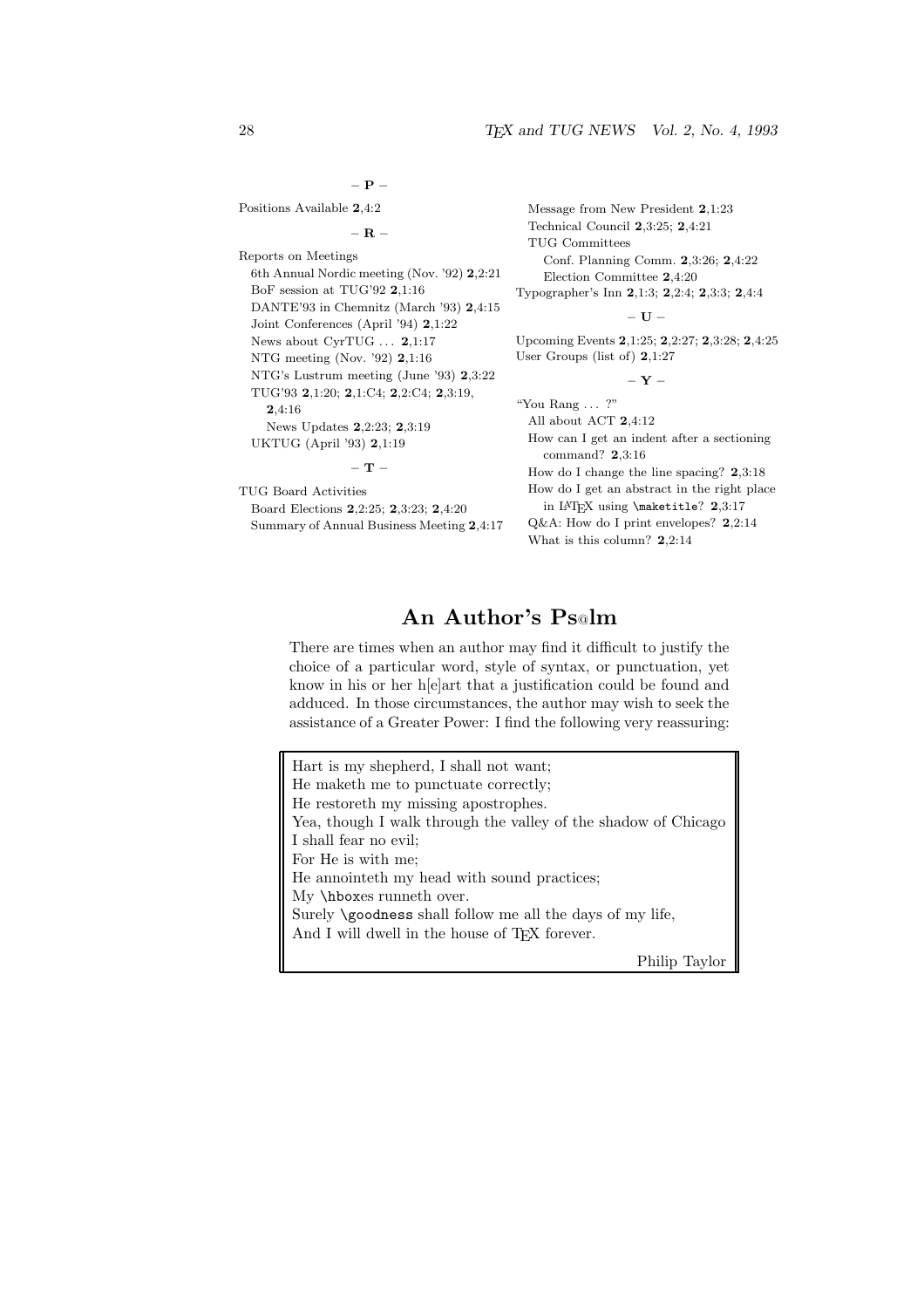**– P –**

Positions Available **2**,4:2

**– R –**

Reports on Meetings
  6th Annual Nordic meeting (Nov. '92) **2**,2:21
  BoF session at TUG'92 **2**,1:16
  DANTE'93 in Chemnitz (March '93) **2**,4:15
  Joint Conferences (April '94) **2**,1:22
  News about CyrTUG … **2**,1:17
  NTG meeting (Nov. '92) **2**,1:16
  NTG's Lustrum meeting (June '93) **2**,3:22
  TUG'93 **2**,1:20; **2**,1:C4; **2**,2:C4; **2**,3:19, **2**,4:16
    News Updates **2**,2:23; **2**,3:19
  UKTUG (April '93) **2**,1:19

**– T –**

TUG Board Activities
  Board Elections **2**,2:25; **2**,3:23; **2**,4:20
  Summary of Annual Business Meeting **2**,4:17
  Message from New President **2**,1:23
  Technical Council **2**,3:25; **2**,4:21
  TUG Committees
    Conf. Planning Comm. **2**,3:26; **2**,4:22
    Election Committee **2**,4:20
Typographer's Inn **2**,1:3; **2**,2:4; **2**,3:3; **2**,4:4

**– U –**

Upcoming Events **2**,1:25; **2**,2:27; **2**,3:28; **2**,4:25
User Groups (list of) **2**,1:27

**– Y –**

"You Rang … ?"
  All about ACT **2**,4:12
  How can I get an indent after a sectioning command? **2**,3:16
  How do I change the line spacing? **2**,3:18
  How do I get an abstract in the right place in LaTeX using `\maketitle`? **2**,3:17
  Q&A: How do I print envelopes? **2**,2:14
  What is this column? **2**,2:14

# An Author's Ps@lm

There are times when an author may find it difficult to justify the choice of a particular word, style of syntax, or punctuation, yet know in his or her h[e]art that a justification could be found and adduced. In those circumstances, the author may wish to seek the assistance of a Greater Power: I find the following very reassuring:

> Hart is my shepherd, I shall not want;
> He maketh me to punctuate correctly;
> He restoreth my missing apostrophes.
> Yea, though I walk through the valley of the shadow of Chicago
> I shall fear no evil;
> For He is with me;
> He annointeth my head with sound practices;
> My `\hbox`es runneth over.
> Surely `\goodness` shall follow me all the days of my life,
> And I will dwell in the house of TeX forever.
>
> Philip Taylor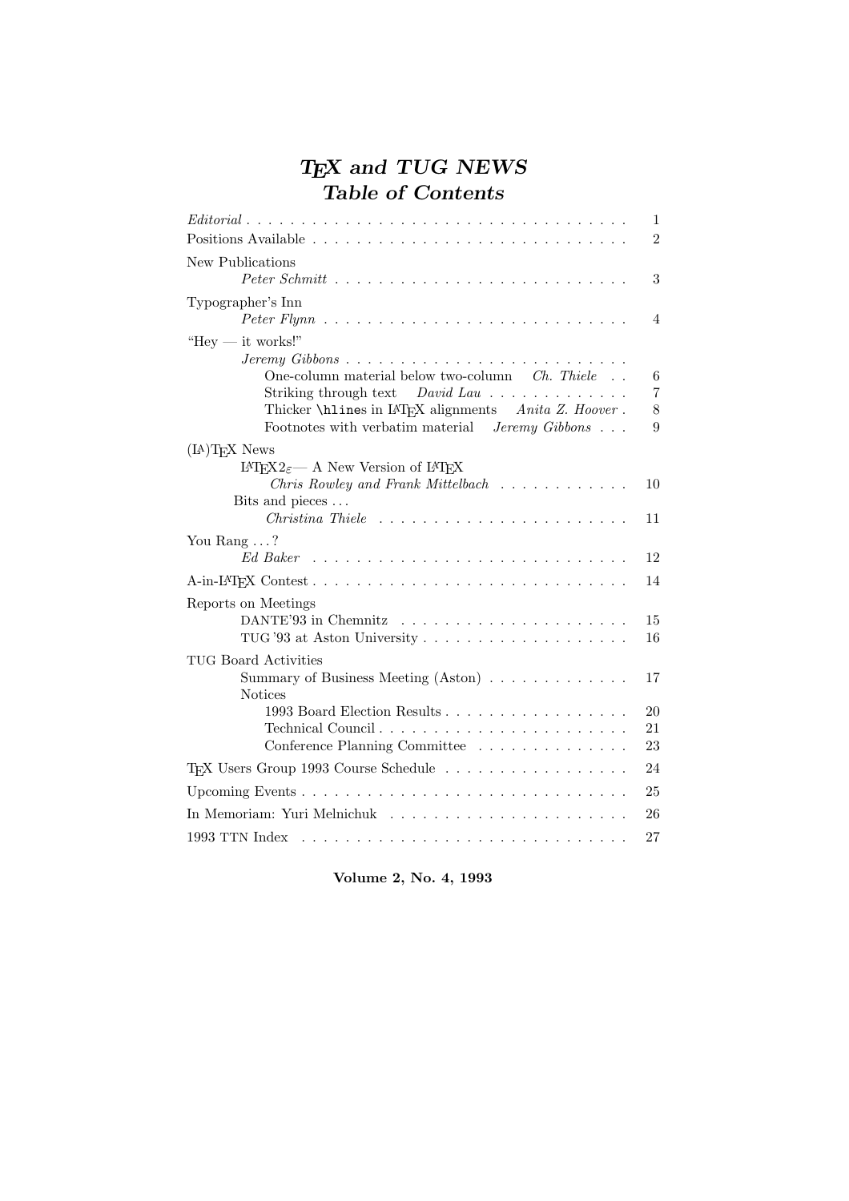# *TEX and TUG NEWS*
# *Table of Contents*

| | |
|---|---|
| *Editorial* | 1 |
| Positions Available | 2 |
| New Publications<br>*Peter Schmitt* | 3 |
| Typographer's Inn<br>*Peter Flynn* | 4 |
| "Hey — it works!"<br>*Jeremy Gibbons* | |
| One-column material below two-column *Ch. Thiele* | 6 |
| Striking through text *David Lau* | 7 |
| Thicker `\hline`s in LATEX alignments *Anita Z. Hoover* | 8 |
| Footnotes with verbatim material *Jeremy Gibbons* | 9 |
| (LA)TEX News<br>LATEX2$\varepsilon$— A New Version of LATEX<br>*Chris Rowley and Frank Mittelbach* | 10 |
| Bits and pieces ...<br>*Christina Thiele* | 11 |
| You Rang ...?<br>*Ed Baker* | 12 |
| A-in-LATEX Contest | 14 |
| Reports on Meetings<br>DANTE'93 in Chemnitz | 15 |
| TUG '93 at Aston University | 16 |
| TUG Board Activities<br>Summary of Business Meeting (Aston) | 17 |
| Notices<br>1993 Board Election Results | 20 |
| Technical Council | 21 |
| Conference Planning Committee | 23 |
| TEX Users Group 1993 Course Schedule | 24 |
| Upcoming Events | 25 |
| In Memoriam: Yuri Melnichuk | 26 |
| 1993 TTN Index | 27 |

**Volume 2, No. 4, 1993**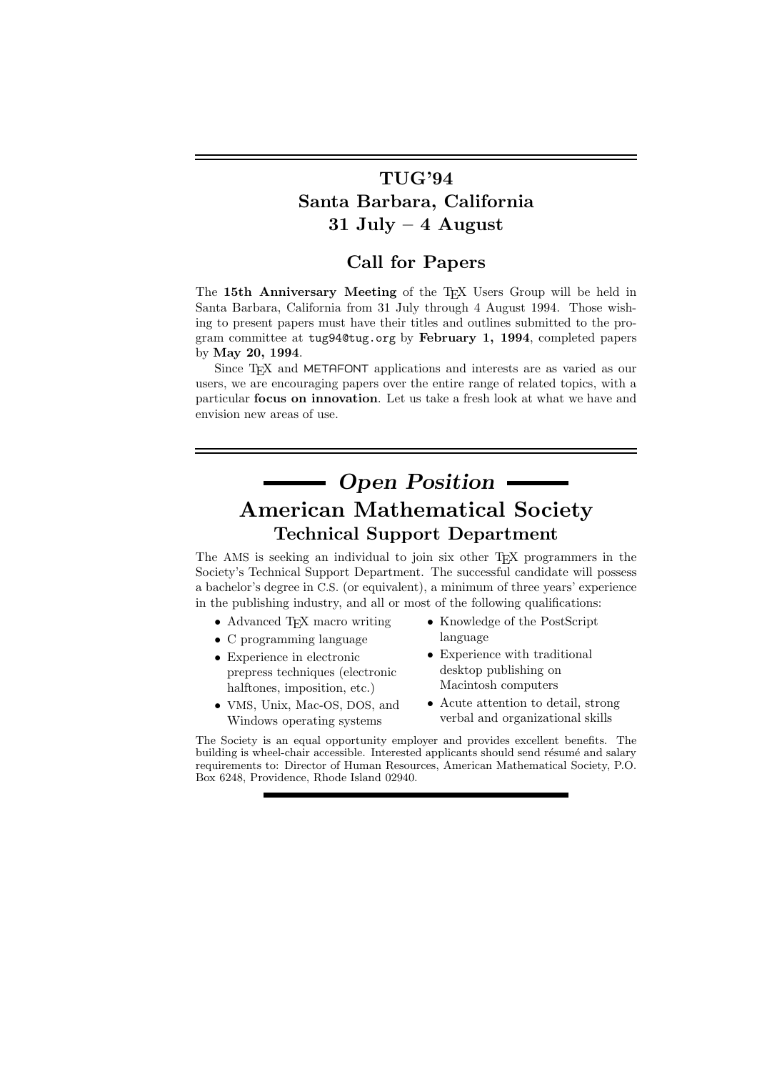## TUG'94

## Santa Barbara, California

## 31 July – 4 August

### Call for Papers

The **15th Anniversary Meeting** of the TEX Users Group will be held in Santa Barbara, California from 31 July through 4 August 1994. Those wishing to present papers must have their titles and outlines submitted to the program committee at `tug94@tug.org` by **February 1, 1994**, completed papers by **May 20, 1994**.

Since TEX and METAFONT applications and interests are as varied as our users, we are encouraging papers over the entire range of related topics, with a particular **focus on innovation**. Let us take a fresh look at what we have and envision new areas of use.

## ***Open Position***

## American Mathematical Society

### Technical Support Department

The AMS is seeking an individual to join six other TEX programmers in the Society's Technical Support Department. The successful candidate will possess a bachelor's degree in C.S. (or equivalent), a minimum of three years' experience in the publishing industry, and all or most of the following qualifications:

- Advanced TEX macro writing
- C programming language
- Experience in electronic prepress techniques (electronic halftones, imposition, etc.)
- VMS, Unix, Mac-OS, DOS, and Windows operating systems
- Knowledge of the PostScript language
- Experience with traditional desktop publishing on Macintosh computers
- Acute attention to detail, strong verbal and organizational skills

The Society is an equal opportunity employer and provides excellent benefits. The building is wheel-chair accessible. Interested applicants should send résumé and salary requirements to: Director of Human Resources, American Mathematical Society, P.O. Box 6248, Providence, Rhode Island 02940.